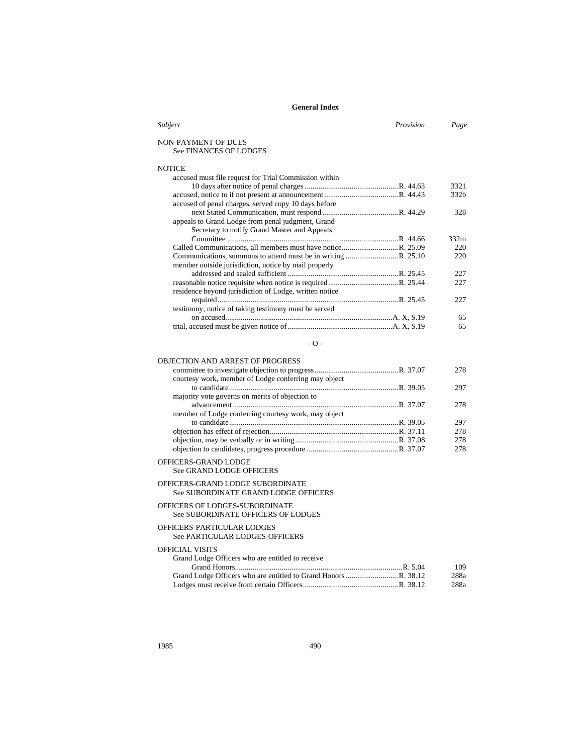# General Index

| *Subject* | *Provision* | *Page* |
|---|---|---|
| NON-PAYMENT OF DUES<br>See FINANCES OF LODGES | | |
| NOTICE | | |
| accused must file request for Trial Commission within 10 days after notice of penal charges | R. 44.63 | 3321 |
| accused, notice to if not present at announcement | R. 44.43 | 332b |
| accused of penal charges, served copy 10 days before next Stated Communication, must respond | R. 44.29 | 328 |
| appeals to Grand Lodge from penal judgment, Grand Secretary to notify Grand Master and Appeals Committee | R. 44.66 | 332m |
| Called Communications, all members must have notice | R. 25.09 | 220 |
| Communications, summons to attend must be in writing | R. 25.10 | 220 |
| member outside jurisdiction, notice by mail properly addressed and sealed sufficient | R. 25.45 | 227 |
| reasonable notice requisite when notice is required | R. 25.44 | 227 |
| residence beyond jurisdiction of Lodge, written notice required | R. 25.45 | 227 |
| testimony, notice of taking testimony must be served on accused | A. X, S.19 | 65 |
| trial, accused must be given notice of | A. X, S.19 | 65 |

- O -

| *Subject* | *Provision* | *Page* |
|---|---|---|
| OBJECTION AND ARREST OF PROGRESS | | |
| committee to investigate objection to progress | R. 37.07 | 278 |
| courtesy work, member of Lodge conferring may object to candidate | R. 39.05 | 297 |
| majority vote governs on merits of objection to advancement | R. 37.07 | 278 |
| member of Lodge conferring courtesy work, may object to candidate | R. 39.05 | 297 |
| objection has effect of rejection | R. 37.11 | 278 |
| objection, may be verbally or in writing | R. 37.08 | 278 |
| objection to candidates, progress procedure | R. 37.07 | 278 |
| OFFICERS-GRAND LODGE<br>See GRAND LODGE OFFICERS | | |
| OFFICERS-GRAND LODGE SUBORDINATE<br>See SUBORDINATE GRAND LODGE OFFICERS | | |
| OFFICERS OF LODGES-SUBORDINATE<br>See SUBORDINATE OFFICERS OF LODGES | | |
| OFFICERS-PARTICULAR LODGES<br>See PARTICULAR LODGES-OFFICERS | | |
| OFFICIAL VISITS | | |
| Grand Lodge Officers who are entitled to receive Grand Honors | R. 5.04 | 109 |
| Grand Lodge Officers who are entitled to Grand Honors | R. 38.12 | 288a |
| Lodges must receive from certain Officers | R. 38.12 | 288a |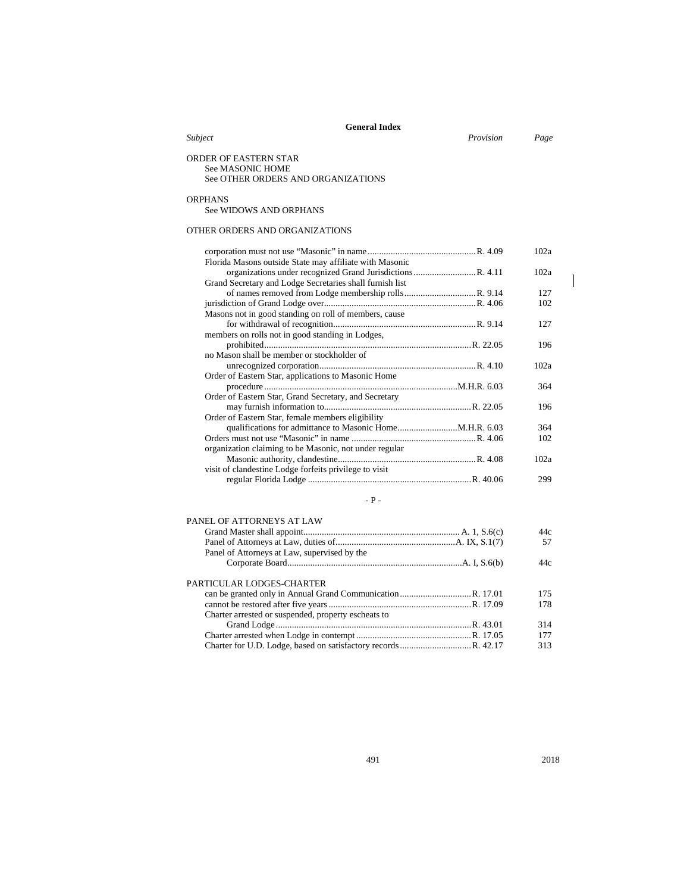## General Index

| *Subject* | *Provision* | *Page* |
|---|---|---|
| **ORDER OF EASTERN STAR** | | |
| See MASONIC HOME | | |
| See OTHER ORDERS AND ORGANIZATIONS | | |
| **ORPHANS** | | |
| See WIDOWS AND ORPHANS | | |
| **OTHER ORDERS AND ORGANIZATIONS** | | |
| corporation must not use "Masonic" in name | R. 4.09 | 102a |
| Florida Masons outside State may affiliate with Masonic organizations under recognized Grand Jurisdictions | R. 4.11 | 102a |
| Grand Secretary and Lodge Secretaries shall furnish list of names removed from Lodge membership rolls | R. 9.14 | 127 |
| jurisdiction of Grand Lodge over | R. 4.06 | 102 |
| Masons not in good standing on roll of members, cause for withdrawal of recognition | R. 9.14 | 127 |
| members on rolls not in good standing in Lodges, prohibited | R. 22.05 | 196 |
| no Mason shall be member or stockholder of unrecognized corporation | R. 4.10 | 102a |
| Order of Eastern Star, applications to Masonic Home procedure | M.H.R. 6.03 | 364 |
| Order of Eastern Star, Grand Secretary, and Secretary may furnish information to | R. 22.05 | 196 |
| Order of Eastern Star, female members eligibility qualifications for admittance to Masonic Home | M.H.R. 6.03 | 364 |
| Orders must not use "Masonic" in name | R. 4.06 | 102 |
| organization claiming to be Masonic, not under regular Masonic authority, clandestine | R. 4.08 | 102a |
| visit of clandestine Lodge forfeits privilege to visit regular Florida Lodge | R. 40.06 | 299 |

- P -

| *Subject* | *Provision* | *Page* |
|---|---|---|
| **PANEL OF ATTORNEYS AT LAW** | | |
| Grand Master shall appoint | A. 1, S.6(c) | 44c |
| Panel of Attorneys at Law, duties of | A. IX, S.1(7) | 57 |
| Panel of Attorneys at Law, supervised by the Corporate Board | A. I, S.6(b) | 44c |
| **PARTICULAR LODGES-CHARTER** | | |
| can be granted only in Annual Grand Communication | R. 17.01 | 175 |
| cannot be restored after five years | R. 17.09 | 178 |
| Charter arrested or suspended, property escheats to Grand Lodge | R. 43.01 | 314 |
| Charter arrested when Lodge in contempt | R. 17.05 | 177 |
| Charter for U.D. Lodge, based on satisfactory records | R. 42.17 | 313 |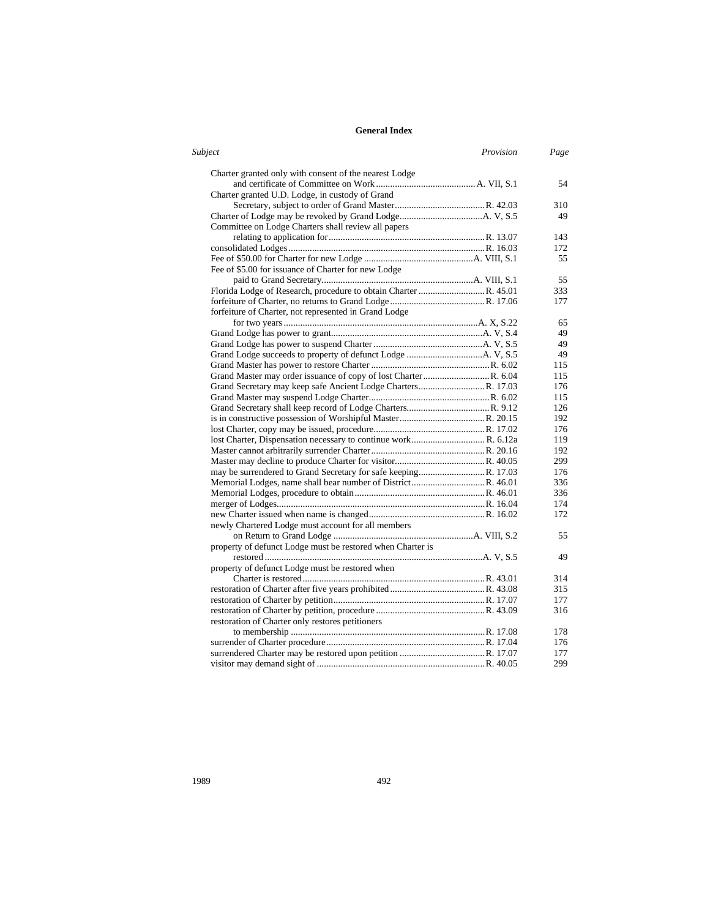## General Index

| *Subject* | *Provision* | *Page* |
|---|---|---|
| Charter granted only with consent of the nearest Lodge and certificate of Committee on Work | A. VII, S.1 | 54 |
| Charter granted U.D. Lodge, in custody of Grand Secretary, subject to order of Grand Master | R. 42.03 | 310 |
| Charter of Lodge may be revoked by Grand Lodge | A. V, S.5 | 49 |
| Committee on Lodge Charters shall review all papers relating to application for | R. 13.07 | 143 |
| consolidated Lodges | R. 16.03 | 172 |
| Fee of $50.00 for Charter for new Lodge | A. VIII, S.1 | 55 |
| Fee of $5.00 for issuance of Charter for new Lodge paid to Grand Secretary | A. VIII, S.1 | 55 |
| Florida Lodge of Research, procedure to obtain Charter | R. 45.01 | 333 |
| forfeiture of Charter, no returns to Grand Lodge | R. 17.06 | 177 |
| forfeiture of Charter, not represented in Grand Lodge for two years | A. X, S.22 | 65 |
| Grand Lodge has power to grant | A. V, S.4 | 49 |
| Grand Lodge has power to suspend Charter | A. V, S.5 | 49 |
| Grand Lodge succeeds to property of defunct Lodge | A. V, S.5 | 49 |
| Grand Master has power to restore Charter | R. 6.02 | 115 |
| Grand Master may order issuance of copy of lost Charter | R. 6.04 | 115 |
| Grand Secretary may keep safe Ancient Lodge Charters | R. 17.03 | 176 |
| Grand Master may suspend Lodge Charter | R. 6.02 | 115 |
| Grand Secretary shall keep record of Lodge Charters | R. 9.12 | 126 |
| is in constructive possession of Worshipful Master | R. 20.15 | 192 |
| lost Charter, copy may be issued, procedure | R. 17.02 | 176 |
| lost Charter, Dispensation necessary to continue work | R. 6.12a | 119 |
| Master cannot arbitrarily surrender Charter | R. 20.16 | 192 |
| Master may decline to produce Charter for visitor | R. 40.05 | 299 |
| may be surrendered to Grand Secretary for safe keeping | R. 17.03 | 176 |
| Memorial Lodges, name shall bear number of District | R. 46.01 | 336 |
| Memorial Lodges, procedure to obtain | R. 46.01 | 336 |
| merger of Lodges | R. 16.04 | 174 |
| new Charter issued when name is changed | R. 16.02 | 172 |
| newly Chartered Lodge must account for all members on Return to Grand Lodge | A. VIII, S.2 | 55 |
| property of defunct Lodge must be restored when Charter is restored | A. V, S.5 | 49 |
| property of defunct Lodge must be restored when Charter is restored | R. 43.01 | 314 |
| restoration of Charter after five years prohibited | R. 43.08 | 315 |
| restoration of Charter by petition | R. 17.07 | 177 |
| restoration of Charter by petition, procedure | R. 43.09 | 316 |
| restoration of Charter only restores petitioners to membership | R. 17.08 | 178 |
| surrender of Charter procedure | R. 17.04 | 176 |
| surrendered Charter may be restored upon petition | R. 17.07 | 177 |
| visitor may demand sight of | R. 40.05 | 299 |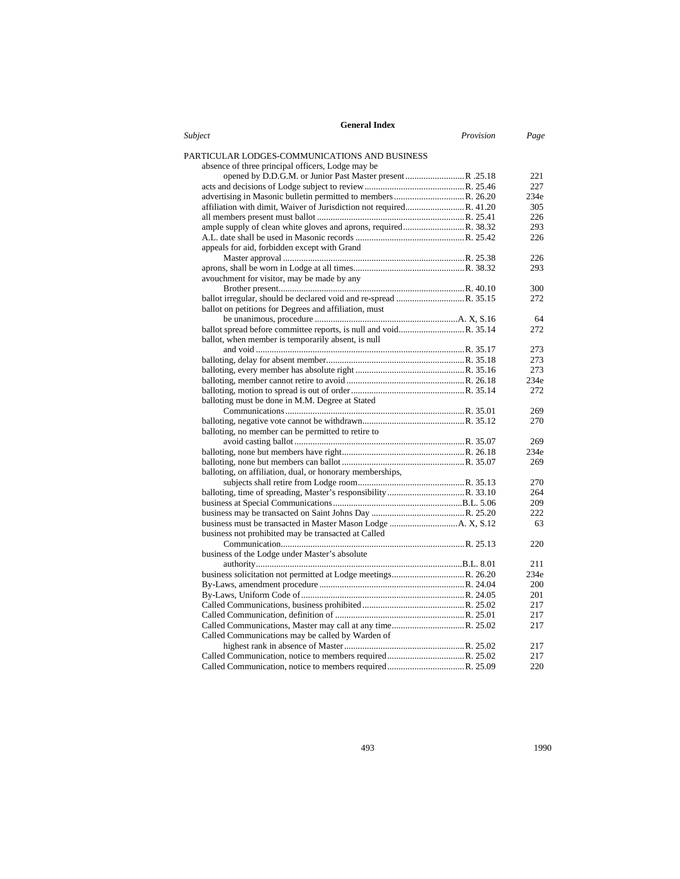## General Index

| Subject | Provision | Page |
|---|---|---|
| **PARTICULAR LODGES-COMMUNICATIONS AND BUSINESS** | | |
| absence of three principal officers, Lodge may be opened by D.D.G.M. or Junior Past Master present | R .25.18 | 221 |
| acts and decisions of Lodge subject to review | R. 25.46 | 227 |
| advertising in Masonic bulletin permitted to members | R. 26.20 | 234e |
| affiliation with dimit, Waiver of Jurisdiction not required | R. 41.20 | 305 |
| all members present must ballot | R. 25.41 | 226 |
| ample supply of clean white gloves and aprons, required | R. 38.32 | 293 |
| A.L. date shall be used in Masonic records | R. 25.42 | 226 |
| appeals for aid, forbidden except with Grand Master approval | R. 25.38 | 226 |
| aprons, shall be worn in Lodge at all times | R. 38.32 | 293 |
| avouchment for visitor, may be made by any Brother present | R. 40.10 | 300 |
| ballot irregular, should be declared void and re-spread | R. 35.15 | 272 |
| ballot on petitions for Degrees and affiliation, must be unanimous, procedure | A. X, S.16 | 64 |
| ballot spread before committee reports, is null and void | R. 35.14 | 272 |
| ballot, when member is temporarily absent, is null and void | R. 35.17 | 273 |
| balloting, delay for absent member | R. 35.18 | 273 |
| balloting, every member has absolute right | R. 35.16 | 273 |
| balloting, member cannot retire to avoid | R. 26.18 | 234e |
| balloting, motion to spread is out of order | R. 35.14 | 272 |
| balloting must be done in M.M. Degree at Stated Communications | R. 35.01 | 269 |
| balloting, negative vote cannot be withdrawn | R. 35.12 | 270 |
| balloting, no member can be permitted to retire to avoid casting ballot | R. 35.07 | 269 |
| balloting, none but members have right | R. 26.18 | 234e |
| balloting, none but members can ballot | R. 35.07 | 269 |
| balloting, on affiliation, dual, or honorary memberships, subjects shall retire from Lodge room | R. 35.13 | 270 |
| balloting, time of spreading, Master's responsibility | R. 33.10 | 264 |
| business at Special Communications | B.L. 5.06 | 209 |
| business may be transacted on Saint Johns Day | R. 25.20 | 222 |
| business must be transacted in Master Mason Lodge | A. X, S.12 | 63 |
| business not prohibited may be transacted at Called Communication | R. 25.13 | 220 |
| business of the Lodge under Master's absolute authority | B.L. 8.01 | 211 |
| business solicitation not permitted at Lodge meetings | R. 26.20 | 234e |
| By-Laws, amendment procedure | R. 24.04 | 200 |
| By-Laws, Uniform Code of | R. 24.05 | 201 |
| Called Communications, business prohibited | R. 25.02 | 217 |
| Called Communication, definition of | R. 25.01 | 217 |
| Called Communications, Master may call at any time | R. 25.02 | 217 |
| Called Communications may be called by Warden of highest rank in absence of Master | R. 25.02 | 217 |
| Called Communication, notice to members required | R. 25.02 | 217 |
| Called Communication, notice to members required | R. 25.09 | 220 |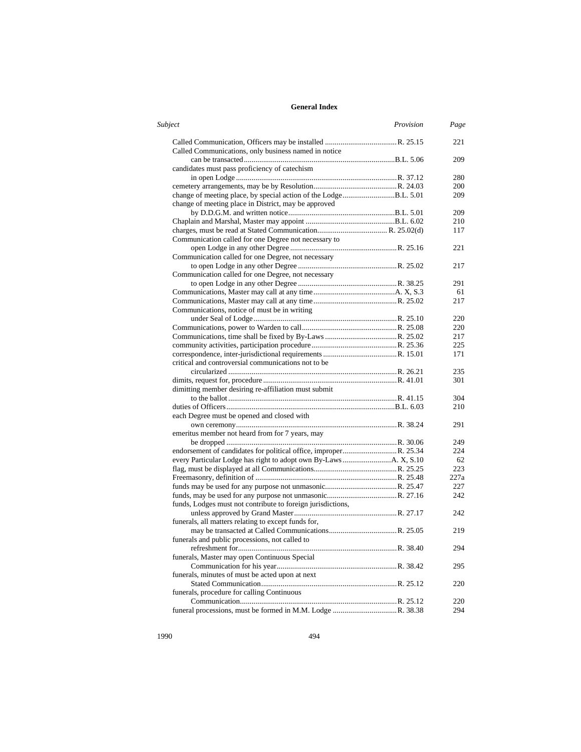## General Index

| *Subject* | *Provision* | *Page* |
|---|---|---|
| Called Communication, Officers may be installed | R. 25.15 | 221 |
| Called Communications, only business named in notice can be transacted | B.L. 5.06 | 209 |
| candidates must pass proficiency of catechism in open Lodge | R. 37.12 | 280 |
| cemetery arrangements, may be by Resolution | R. 24.03 | 200 |
| change of meeting place, by special action of the Lodge | B.L. 5.01 | 209 |
| change of meeting place in District, may be approved by D.D.G.M. and written notice | B.L. 5.01 | 209 |
| Chaplain and Marshal, Master may appoint | B.L. 6.02 | 210 |
| charges, must be read at Stated Communication | R. 25.02(d) | 117 |
| Communication called for one Degree not necessary to open Lodge in any other Degree | R. 25.16 | 221 |
| Communication called for one Degree, not necessary to open Lodge in any other Degree | R. 25.02 | 217 |
| Communication called for one Degree, not necessary to open Lodge in any other Degree | R. 38.25 | 291 |
| Communications, Master may call at any time | A. X, S.3 | 61 |
| Communications, Master may call at any time | R. 25.02 | 217 |
| Communications, notice of must be in writing under Seal of Lodge | R. 25.10 | 220 |
| Communications, power to Warden to call | R. 25.08 | 220 |
| Communications, time shall be fixed by By-Laws | R. 25.02 | 217 |
| community activities, participation procedure | R. 25.36 | 225 |
| correspondence, inter-jurisdictional requirements | R. 15.01 | 171 |
| critical and controversial communications not to be circularized | R. 26.21 | 235 |
| dimits, request for, procedure | R. 41.01 | 301 |
| dimitting member desiring re-affiliation must submit to the ballot | R. 41.15 | 304 |
| duties of Officers | B.L. 6.03 | 210 |
| each Degree must be opened and closed with own ceremony | R. 38.24 | 291 |
| emeritus member not heard from for 7 years, may be dropped | R. 30.06 | 249 |
| endorsement of candidates for political office, improper | R. 25.34 | 224 |
| every Particular Lodge has right to adopt own By-Laws | A. X, S.10 | 62 |
| flag, must be displayed at all Communications | R. 25.25 | 223 |
| Freemasonry, definition of | R. 25.48 | 227a |
| funds may be used for any purpose not unmasonic | R. 25.47 | 227 |
| funds, may be used for any purpose not unmasonic | R. 27.16 | 242 |
| funds, Lodges must not contribute to foreign jurisdictions, unless approved by Grand Master | R. 27.17 | 242 |
| funerals, all matters relating to except funds for, may be transacted at Called Communications | R. 25.05 | 219 |
| funerals and public processions, not called to refreshment for | R. 38.40 | 294 |
| funerals, Master may open Continuous Special Communication for his year | R. 38.42 | 295 |
| funerals, minutes of must be acted upon at next Stated Communication | R. 25.12 | 220 |
| funerals, procedure for calling Continuous Communication | R. 25.12 | 220 |
| funeral processions, must be formed in M.M. Lodge | R. 38.38 | 294 |

1990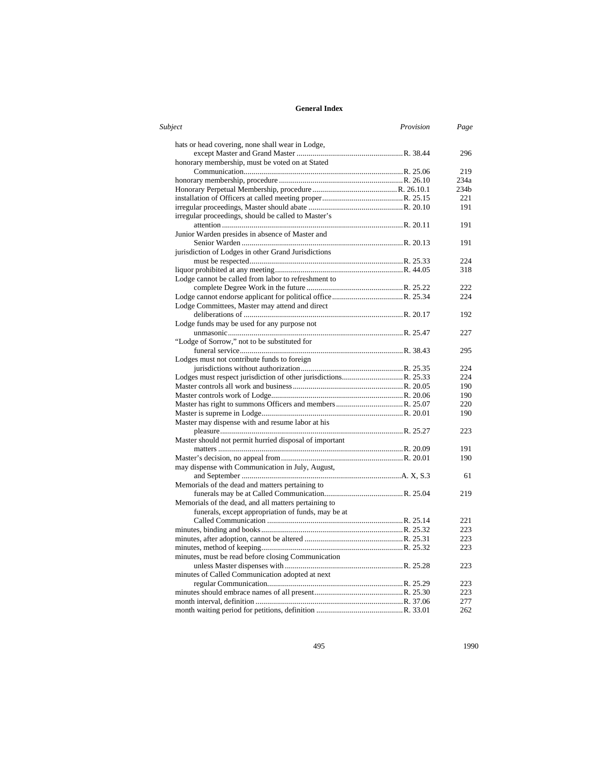## General Index

| Subject | Provision | Page |
|---|---|---|
| hats or head covering, none shall wear in Lodge, except Master and Grand Master | R. 38.44 | 296 |
| honorary membership, must be voted on at Stated Communication | R. 25.06 | 219 |
| honorary membership, procedure | R. 26.10 | 234a |
| Honorary Perpetual Membership, procedure | R. 26.10.1 | 234b |
| installation of Officers at called meeting proper | R. 25.15 | 221 |
| irregular proceedings, Master should abate | R. 20.10 | 191 |
| irregular proceedings, should be called to Master's attention | R. 20.11 | 191 |
| Junior Warden presides in absence of Master and Senior Warden | R. 20.13 | 191 |
| jurisdiction of Lodges in other Grand Jurisdictions must be respected | R. 25.33 | 224 |
| liquor prohibited at any meeting | R. 44.05 | 318 |
| Lodge cannot be called from labor to refreshment to complete Degree Work in the future | R. 25.22 | 222 |
| Lodge cannot endorse applicant for political office | R. 25.34 | 224 |
| Lodge Committees, Master may attend and direct deliberations of | R. 20.17 | 192 |
| Lodge funds may be used for any purpose not unmasonic | R. 25.47 | 227 |
| "Lodge of Sorrow," not to be substituted for funeral service | R. 38.43 | 295 |
| Lodges must not contribute funds to foreign jurisdictions without authorization | R. 25.35 | 224 |
| Lodges must respect jurisdiction of other jurisdictions | R. 25.33 | 224 |
| Master controls all work and business | R. 20.05 | 190 |
| Master controls work of Lodge | R. 20.06 | 190 |
| Master has right to summons Officers and members | R. 25.07 | 220 |
| Master is supreme in Lodge | R. 20.01 | 190 |
| Master may dispense with and resume labor at his pleasure | R. 25.27 | 223 |
| Master should not permit hurried disposal of important matters | R. 20.09 | 191 |
| Master's decision, no appeal from | R. 20.01 | 190 |
| may dispense with Communication in July, August, and September | A. X, S.3 | 61 |
| Memorials of the dead and matters pertaining to funerals may be at Called Communication | R. 25.04 | 219 |
| Memorials of the dead, and all matters pertaining to funerals, except appropriation of funds, may be at Called Communication | R. 25.14 | 221 |
| minutes, binding and books | R. 25.32 | 223 |
| minutes, after adoption, cannot be altered | R. 25.31 | 223 |
| minutes, method of keeping | R. 25.32 | 223 |
| minutes, must be read before closing Communication unless Master dispenses with | R. 25.28 | 223 |
| minutes of Called Communication adopted at next regular Communication | R. 25.29 | 223 |
| minutes should embrace names of all present | R. 25.30 | 223 |
| month interval, definition | R. 37.06 | 277 |
| month waiting period for petitions, definition | R. 33.01 | 262 |

1990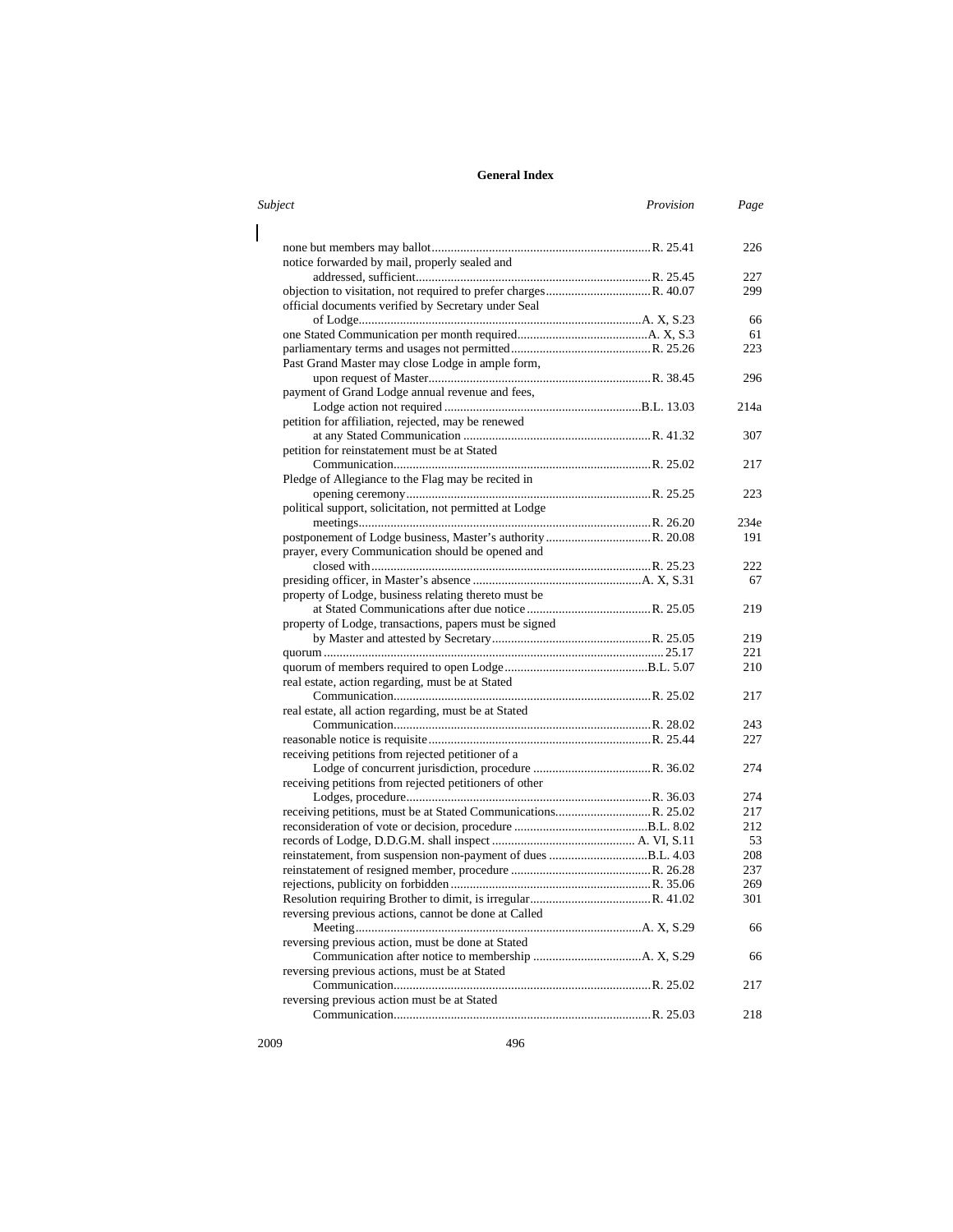**General Index**

| *Subject* | *Provision* | *Page* |
|---|---|---|
| none but members may ballot | R. 25.41 | 226 |
| notice forwarded by mail, properly sealed and addressed, sufficient | R. 25.45 | 227 |
| objection to visitation, not required to prefer charges | R. 40.07 | 299 |
| official documents verified by Secretary under Seal of Lodge | A. X, S.23 | 66 |
| one Stated Communication per month required | A. X, S.3 | 61 |
| parliamentary terms and usages not permitted | R. 25.26 | 223 |
| Past Grand Master may close Lodge in ample form, upon request of Master | R. 38.45 | 296 |
| payment of Grand Lodge annual revenue and fees, Lodge action not required | B.L. 13.03 | 214a |
| petition for affiliation, rejected, may be renewed at any Stated Communication | R. 41.32 | 307 |
| petition for reinstatement must be at Stated Communication | R. 25.02 | 217 |
| Pledge of Allegiance to the Flag may be recited in opening ceremony | R. 25.25 | 223 |
| political support, solicitation, not permitted at Lodge meetings | R. 26.20 | 234e |
| postponement of Lodge business, Master's authority | R. 20.08 | 191 |
| prayer, every Communication should be opened and closed with | R. 25.23 | 222 |
| presiding officer, in Master's absence | A. X, S.31 | 67 |
| property of Lodge, business relating thereto must be at Stated Communications after due notice | R. 25.05 | 219 |
| property of Lodge, transactions, papers must be signed by Master and attested by Secretary | R. 25.05 | 219 |
| quorum | 25.17 | 221 |
| quorum of members required to open Lodge | B.L. 5.07 | 210 |
| real estate, action regarding, must be at Stated Communication | R. 25.02 | 217 |
| real estate, all action regarding, must be at Stated Communication | R. 28.02 | 243 |
| reasonable notice is requisite | R. 25.44 | 227 |
| receiving petitions from rejected petitioner of a Lodge of concurrent jurisdiction, procedure | R. 36.02 | 274 |
| receiving petitions from rejected petitioners of other Lodges, procedure | R. 36.03 | 274 |
| receiving petitions, must be at Stated Communications | R. 25.02 | 217 |
| reconsideration of vote or decision, procedure | B.L. 8.02 | 212 |
| records of Lodge, D.D.G.M. shall inspect | A. VI, S.11 | 53 |
| reinstatement, from suspension non-payment of dues | B.L. 4.03 | 208 |
| reinstatement of resigned member, procedure | R. 26.28 | 237 |
| rejections, publicity on forbidden | R. 35.06 | 269 |
| Resolution requiring Brother to dimit, is irregular | R. 41.02 | 301 |
| reversing previous actions, cannot be done at Called Meeting | A. X, S.29 | 66 |
| reversing previous action, must be done at Stated Communication after notice to membership | A. X, S.29 | 66 |
| reversing previous actions, must be at Stated Communication | R. 25.02 | 217 |
| reversing previous action must be at Stated Communication | R. 25.03 | 218 |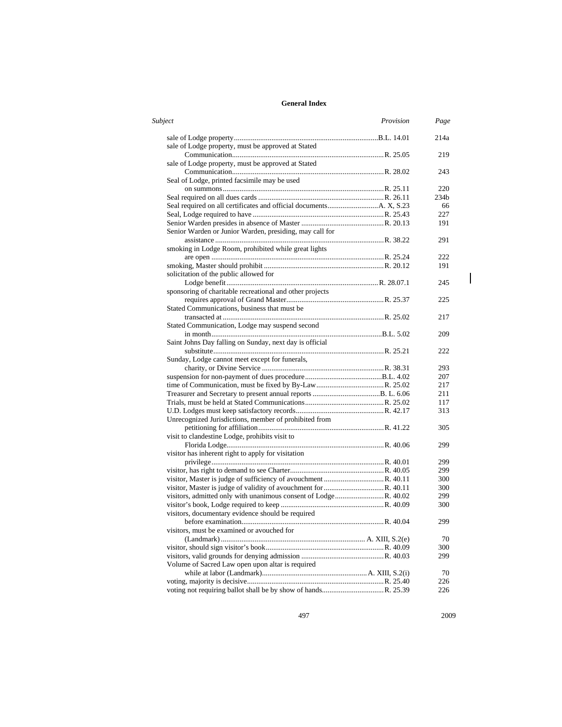## General Index

| *Subject* | *Provision* | *Page* |
|---|---|---|
| sale of Lodge property | B.L. 14.01 | 214a |
| sale of Lodge property, must be approved at Stated Communication | R. 25.05 | 219 |
| sale of Lodge property, must be approved at Stated Communication | R. 28.02 | 243 |
| Seal of Lodge, printed facsimile may be used on summons | R. 25.11 | 220 |
| Seal required on all dues cards | R. 26.11 | 234b |
| Seal required on all certificates and official documents | A. X, S.23 | 66 |
| Seal, Lodge required to have | R. 25.43 | 227 |
| Senior Warden presides in absence of Master | R. 20.13 | 191 |
| Senior Warden or Junior Warden, presiding, may call for assistance | R. 38.22 | 291 |
| smoking in Lodge Room, prohibited while great lights are open | R. 25.24 | 222 |
| smoking, Master should prohibit | R. 20.12 | 191 |
| solicitation of the public allowed for Lodge benefit | R. 28.07.1 | 245 |
| sponsoring of charitable recreational and other projects requires approval of Grand Master | R. 25.37 | 225 |
| Stated Communications, business that must be transacted at | R. 25.02 | 217 |
| Stated Communication, Lodge may suspend second in month | B.L. 5.02 | 209 |
| Saint Johns Day falling on Sunday, next day is official substitute | R. 25.21 | 222 |
| Sunday, Lodge cannot meet except for funerals, charity, or Divine Service | R. 38.31 | 293 |
| suspension for non-payment of dues procedure | B.L. 4.02 | 207 |
| time of Communication, must be fixed by By-Law | R. 25.02 | 217 |
| Treasurer and Secretary to present annual reports | B. L. 6.06 | 211 |
| Trials, must be held at Stated Communications | R. 25.02 | 117 |
| U.D. Lodges must keep satisfactory records | R. 42.17 | 313 |
| Unrecognized Jurisdictions, member of prohibited from petitioning for affiliation | R. 41.22 | 305 |
| visit to clandestine Lodge, prohibits visit to Florida Lodge | R. 40.06 | 299 |
| visitor has inherent right to apply for visitation privilege | R. 40.01 | 299 |
| visitor, has right to demand to see Charter | R. 40.05 | 299 |
| visitor, Master is judge of sufficiency of avouchment | R. 40.11 | 300 |
| visitor, Master is judge of validity of avouchment for | R. 40.11 | 300 |
| visitors, admitted only with unanimous consent of Lodge | R. 40.02 | 299 |
| visitor's book, Lodge required to keep | R. 40.09 | 300 |
| visitors, documentary evidence should be required before examination | R. 40.04 | 299 |
| visitors, must be examined or avouched for (Landmark) | A. XIII, S.2(e) | 70 |
| visitor, should sign visitor's book | R. 40.09 | 300 |
| visitors, valid grounds for denying admission | R. 40.03 | 299 |
| Volume of Sacred Law open upon altar is required while at labor (Landmark) | A. XIII, S.2(i) | 70 |
| voting, majority is decisive | R. 25.40 | 226 |
| voting not requiring ballot shall be by show of hands | R. 25.39 | 226 |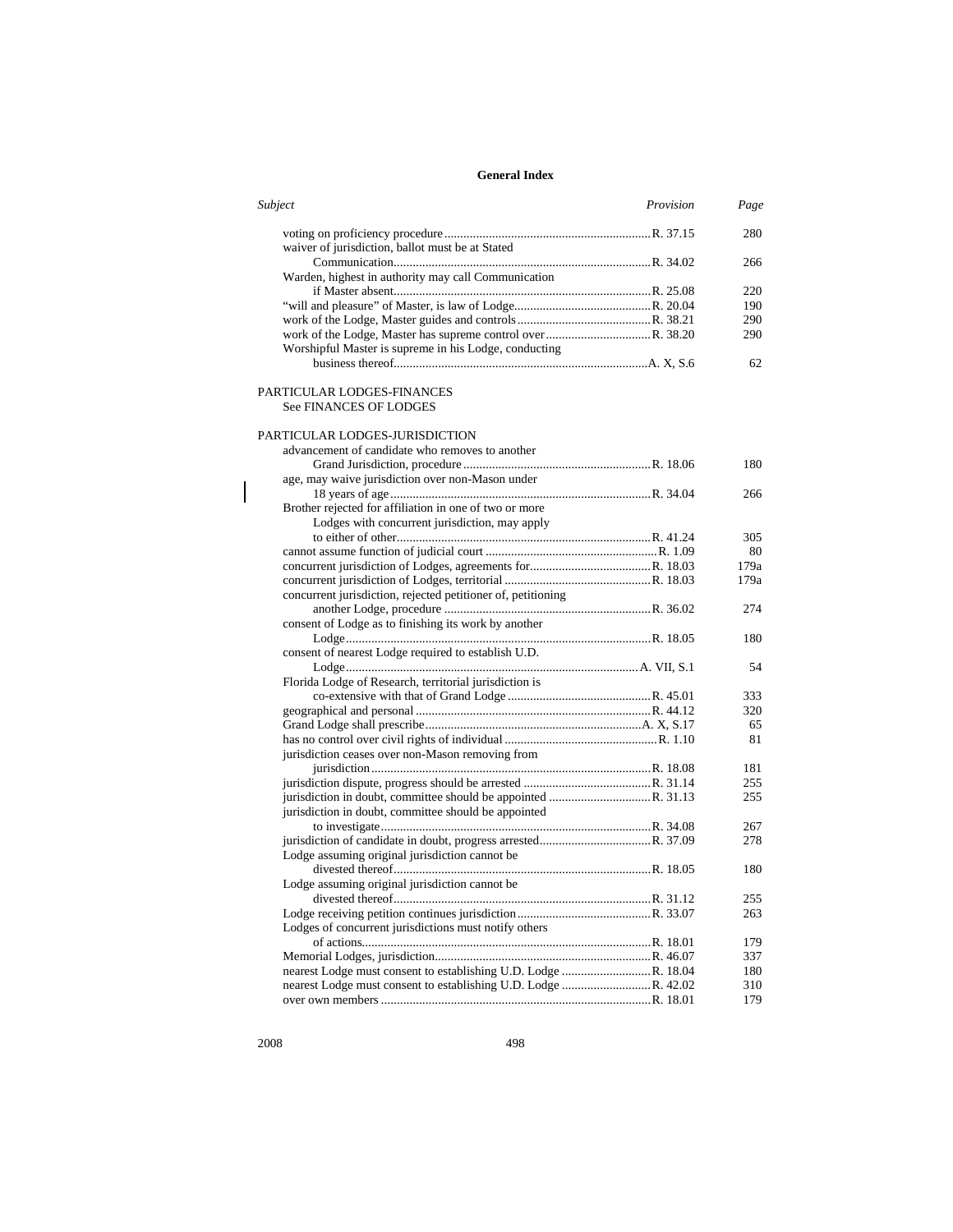## General Index

| *Subject* | *Provision* | *Page* |
|---|---|---|
| voting on proficiency procedure | R. 37.15 | 280 |
| waiver of jurisdiction, ballot must be at Stated Communication | R. 34.02 | 266 |
| Warden, highest in authority may call Communication if Master absent | R. 25.08 | 220 |
| "will and pleasure" of Master, is law of Lodge | R. 20.04 | 190 |
| work of the Lodge, Master guides and controls | R. 38.21 | 290 |
| work of the Lodge, Master has supreme control over | R. 38.20 | 290 |
| Worshipful Master is supreme in his Lodge, conducting business thereof | A. X, S.6 | 62 |

PARTICULAR LODGES-FINANCES
See FINANCES OF LODGES

PARTICULAR LODGES-JURISDICTION

| *Subject* | *Provision* | *Page* |
|---|---|---|
| advancement of candidate who removes to another Grand Jurisdiction, procedure | R. 18.06 | 180 |
| age, may waive jurisdiction over non-Mason under 18 years of age | R. 34.04 | 266 |
| Brother rejected for affiliation in one of two or more Lodges with concurrent jurisdiction, may apply to either of other | R. 41.24 | 305 |
| cannot assume function of judicial court | R. 1.09 | 80 |
| concurrent jurisdiction of Lodges, agreements for | R. 18.03 | 179a |
| concurrent jurisdiction of Lodges, territorial | R. 18.03 | 179a |
| concurrent jurisdiction, rejected petitioner of, petitioning another Lodge, procedure | R. 36.02 | 274 |
| consent of Lodge as to finishing its work by another Lodge | R. 18.05 | 180 |
| consent of nearest Lodge required to establish U.D. Lodge | A. VII, S.1 | 54 |
| Florida Lodge of Research, territorial jurisdiction is co-extensive with that of Grand Lodge | R. 45.01 | 333 |
| geographical and personal | R. 44.12 | 320 |
| Grand Lodge shall prescribe | A. X, S.17 | 65 |
| has no control over civil rights of individual | R. 1.10 | 81 |
| jurisdiction ceases over non-Mason removing from jurisdiction | R. 18.08 | 181 |
| jurisdiction dispute, progress should be arrested | R. 31.14 | 255 |
| jurisdiction in doubt, committee should be appointed | R. 31.13 | 255 |
| jurisdiction in doubt, committee should be appointed to investigate | R. 34.08 | 267 |
| jurisdiction of candidate in doubt, progress arrested | R. 37.09 | 278 |
| Lodge assuming original jurisdiction cannot be divested thereof | R. 18.05 | 180 |
| Lodge assuming original jurisdiction cannot be divested thereof | R. 31.12 | 255 |
| Lodge receiving petition continues jurisdiction | R. 33.07 | 263 |
| Lodges of concurrent jurisdictions must notify others of actions | R. 18.01 | 179 |
| Memorial Lodges, jurisdiction | R. 46.07 | 337 |
| nearest Lodge must consent to establishing U.D. Lodge | R. 18.04 | 180 |
| nearest Lodge must consent to establishing U.D. Lodge | R. 42.02 | 310 |
| over own members | R. 18.01 | 179 |

2008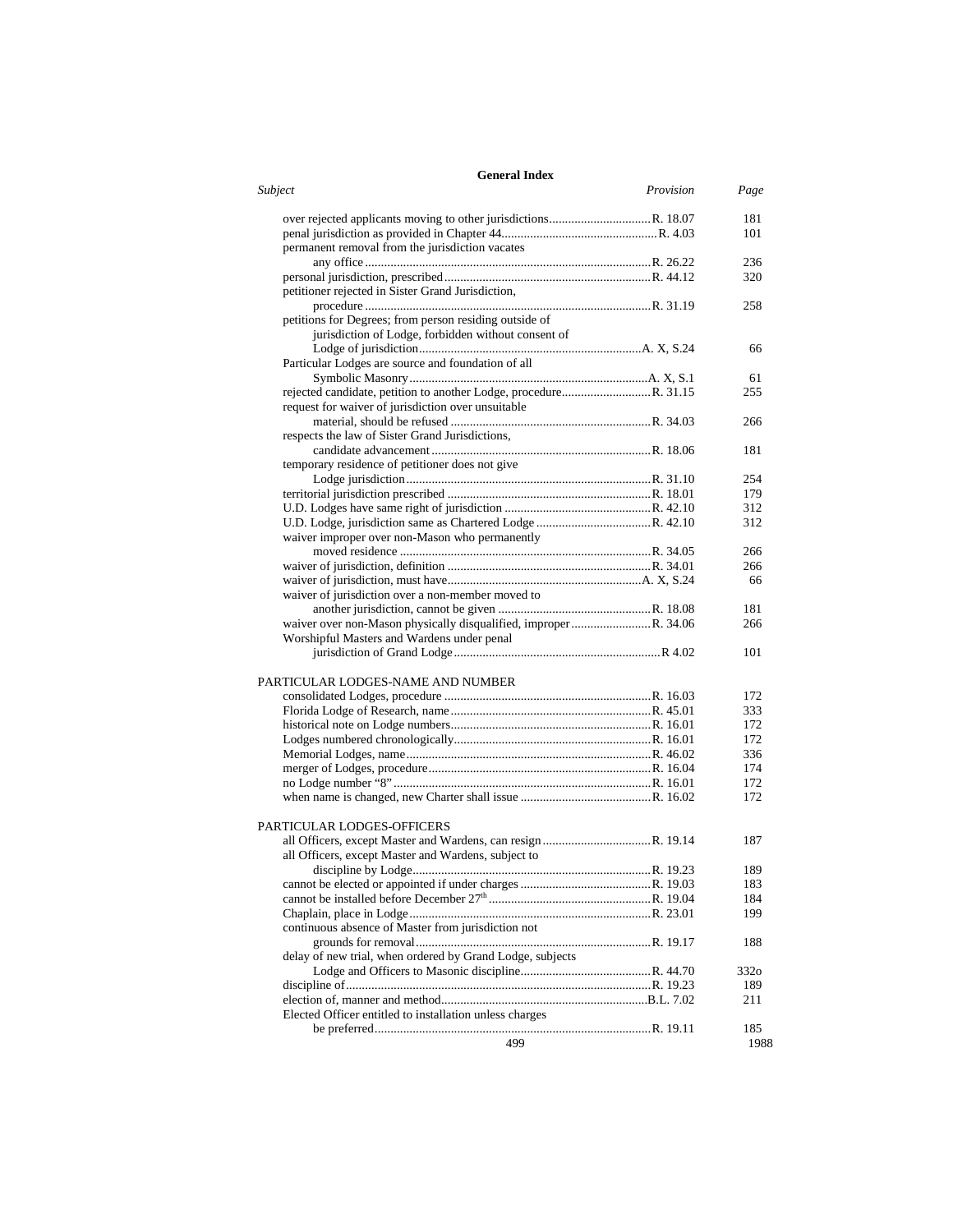**General Index**

| *Subject* | *Provision* | *Page* |
|---|---|---|
| over rejected applicants moving to other jurisdictions | R. 18.07 | 181 |
| penal jurisdiction as provided in Chapter 44 | R. 4.03 | 101 |
| permanent removal from the jurisdiction vacates any office | R. 26.22 | 236 |
| personal jurisdiction, prescribed | R. 44.12 | 320 |
| petitioner rejected in Sister Grand Jurisdiction, procedure | R. 31.19 | 258 |
| petitions for Degrees; from person residing outside of jurisdiction of Lodge, forbidden without consent of Lodge of jurisdiction | A. X, S.24 | 66 |
| Particular Lodges are source and foundation of all Symbolic Masonry | A. X, S.1 | 61 |
| rejected candidate, petition to another Lodge, procedure | R. 31.15 | 255 |
| request for waiver of jurisdiction over unsuitable material, should be refused | R. 34.03 | 266 |
| respects the law of Sister Grand Jurisdictions, candidate advancement | R. 18.06 | 181 |
| temporary residence of petitioner does not give Lodge jurisdiction | R. 31.10 | 254 |
| territorial jurisdiction prescribed | R. 18.01 | 179 |
| U.D. Lodges have same right of jurisdiction | R. 42.10 | 312 |
| U.D. Lodge, jurisdiction same as Chartered Lodge | R. 42.10 | 312 |
| waiver improper over non-Mason who permanently moved residence | R. 34.05 | 266 |
| waiver of jurisdiction, definition | R. 34.01 | 266 |
| waiver of jurisdiction, must have | A. X, S.24 | 66 |
| waiver of jurisdiction over a non-member moved to another jurisdiction, cannot be given | R. 18.08 | 181 |
| waiver over non-Mason physically disqualified, improper | R. 34.06 | 266 |
| Worshipful Masters and Wardens under penal jurisdiction of Grand Lodge | R 4.02 | 101 |

PARTICULAR LODGES-NAME AND NUMBER

| *Subject* | *Provision* | *Page* |
|---|---|---|
| consolidated Lodges, procedure | R. 16.03 | 172 |
| Florida Lodge of Research, name | R. 45.01 | 333 |
| historical note on Lodge numbers | R. 16.01 | 172 |
| Lodges numbered chronologically | R. 16.01 | 172 |
| Memorial Lodges, name | R. 46.02 | 336 |
| merger of Lodges, procedure | R. 16.04 | 174 |
| no Lodge number "8" | R. 16.01 | 172 |
| when name is changed, new Charter shall issue | R. 16.02 | 172 |

PARTICULAR LODGES-OFFICERS

| *Subject* | *Provision* | *Page* |
|---|---|---|
| all Officers, except Master and Wardens, can resign | R. 19.14 | 187 |
| all Officers, except Master and Wardens, subject to discipline by Lodge | R. 19.23 | 189 |
| cannot be elected or appointed if under charges | R. 19.03 | 183 |
| cannot be installed before December 27th | R. 19.04 | 184 |
| Chaplain, place in Lodge | R. 23.01 | 199 |
| continuous absence of Master from jurisdiction not grounds for removal | R. 19.17 | 188 |
| delay of new trial, when ordered by Grand Lodge, subjects Lodge and Officers to Masonic discipline | R. 44.70 | 332o |
| discipline of | R. 19.23 | 189 |
| election of, manner and method | B.L. 7.02 | 211 |
| Elected Officer entitled to installation unless charges be preferred | R. 19.11 | 185 |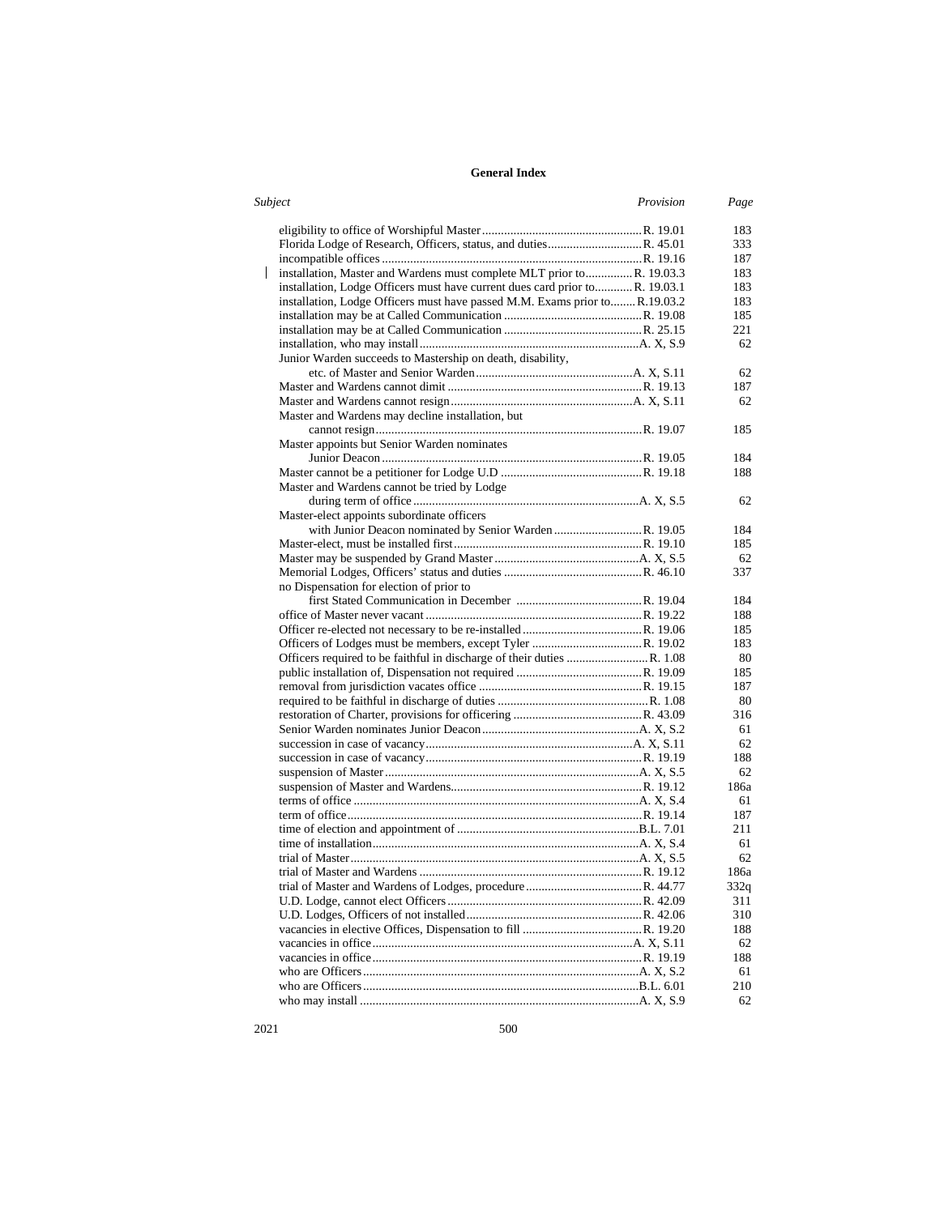## General Index

| Subject | Provision | Page |
|---|---|---|
| eligibility to office of Worshipful Master | R. 19.01 | 183 |
| Florida Lodge of Research, Officers, status, and duties | R. 45.01 | 333 |
| incompatible offices | R. 19.16 | 187 |
| installation, Master and Wardens must complete MLT prior to | R. 19.03.3 | 183 |
| installation, Lodge Officers must have current dues card prior to | R. 19.03.1 | 183 |
| installation, Lodge Officers must have passed M.M. Exams prior to | R.19.03.2 | 183 |
| installation may be at Called Communication | R. 19.08 | 185 |
| installation may be at Called Communication | R. 25.15 | 221 |
| installation, who may install | A. X, S.9 | 62 |
| Junior Warden succeeds to Mastership on death, disability, etc. of Master and Senior Warden | A. X, S.11 | 62 |
| Master and Wardens cannot dimit | R. 19.13 | 187 |
| Master and Wardens cannot resign | A. X, S.11 | 62 |
| Master and Wardens may decline installation, but cannot resign | R. 19.07 | 185 |
| Master appoints but Senior Warden nominates Junior Deacon | R. 19.05 | 184 |
| Master cannot be a petitioner for Lodge U.D | R. 19.18 | 188 |
| Master and Wardens cannot be tried by Lodge during term of office | A. X, S.5 | 62 |
| Master-elect appoints subordinate officers with Junior Deacon nominated by Senior Warden | R. 19.05 | 184 |
| Master-elect, must be installed first | R. 19.10 | 185 |
| Master may be suspended by Grand Master | A. X, S.5 | 62 |
| Memorial Lodges, Officers' status and duties | R. 46.10 | 337 |
| no Dispensation for election of prior to first Stated Communication in December | R. 19.04 | 184 |
| office of Master never vacant | R. 19.22 | 188 |
| Officer re-elected not necessary to be re-installed | R. 19.06 | 185 |
| Officers of Lodges must be members, except Tyler | R. 19.02 | 183 |
| Officers required to be faithful in discharge of their duties | R. 1.08 | 80 |
| public installation of, Dispensation not required | R. 19.09 | 185 |
| removal from jurisdiction vacates office | R. 19.15 | 187 |
| required to be faithful in discharge of duties | R. 1.08 | 80 |
| restoration of Charter, provisions for officering | R. 43.09 | 316 |
| Senior Warden nominates Junior Deacon | A. X, S.2 | 61 |
| succession in case of vacancy | A. X, S.11 | 62 |
| succession in case of vacancy | R. 19.19 | 188 |
| suspension of Master | A. X, S.5 | 62 |
| suspension of Master and Wardens | R. 19.12 | 186a |
| terms of office | A. X, S.4 | 61 |
| term of office | R. 19.14 | 187 |
| time of election and appointment of | B.L. 7.01 | 211 |
| time of installation | A. X, S.4 | 61 |
| trial of Master | A. X, S.5 | 62 |
| trial of Master and Wardens | R. 19.12 | 186a |
| trial of Master and Wardens of Lodges, procedure | R. 44.77 | 332q |
| U.D. Lodge, cannot elect Officers | R. 42.09 | 311 |
| U.D. Lodges, Officers of not installed | R. 42.06 | 310 |
| vacancies in elective Offices, Dispensation to fill | R. 19.20 | 188 |
| vacancies in office | A. X, S.11 | 62 |
| vacancies in office | R. 19.19 | 188 |
| who are Officers | A. X, S.2 | 61 |
| who are Officers | B.L. 6.01 | 210 |
| who may install | A. X, S.9 | 62 |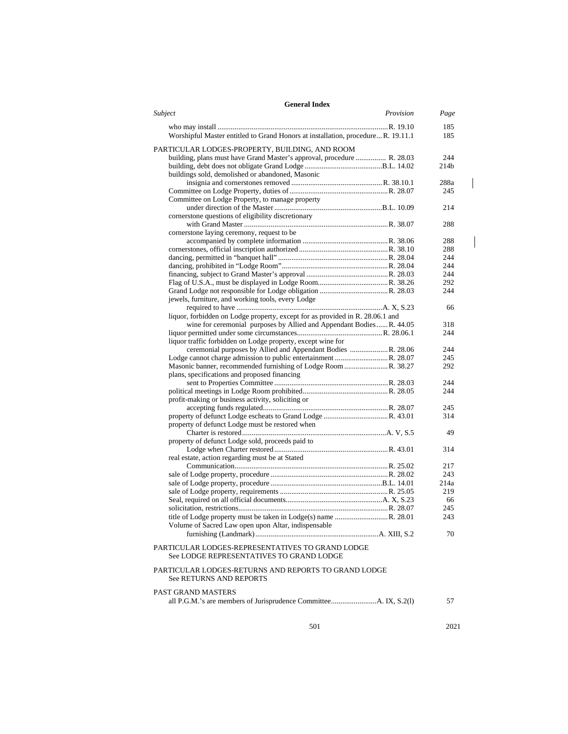**General Index**

| *Subject* | *Provision* | *Page* |
|---|---|---|
| who may install | R. 19.10 | 185 |
| Worshipful Master entitled to Grand Honors at installation, procedure | R. 19.11.1 | 185 |

PARTICULAR LODGES-PROPERTY, BUILDING, AND ROOM

| *Subject* | *Provision* | *Page* |
|---|---|---|
| building, plans must have Grand Master's approval, procedure | R. 28.03 | 244 |
| building, debt does not obligate Grand Lodge | B.L. 14.02 | 214b |
| buildings sold, demolished or abandoned, Masonic insignia and cornerstones removed | R. 38.10.1 | 288a |
| Committee on Lodge Property, duties of | R. 28.07 | 245 |
| Committee on Lodge Property, to manage property under direction of the Master | B.L. 10.09 | 214 |
| cornerstone questions of eligibility discretionary with Grand Master | R. 38.07 | 288 |
| cornerstone laying ceremony, request to be accompanied by complete information | R. 38.06 | 288 |
| cornerstones, official inscription authorized | R. 38.10 | 288 |
| dancing, permitted in "banquet hall" | R. 28.04 | 244 |
| dancing, prohibited in "Lodge Room" | R. 28.04 | 244 |
| financing, subject to Grand Master's approval | R. 28.03 | 244 |
| Flag of U.S.A., must be displayed in Lodge Room | R. 38.26 | 292 |
| Grand Lodge not responsible for Lodge obligation | R. 28.03 | 244 |
| jewels, furniture, and working tools, every Lodge required to have | A. X, S.23 | 66 |
| liquor, forbidden on Lodge property, except for as provided in R. 28.06.1 and wine for ceremonial purposes by Allied and Appendant Bodies | R. 44.05 | 318 |
| liquor permitted under some circumstances | R. 28.06.1 | 244 |
| liquor traffic forbidden on Lodge property, except wine for ceremonial purposes by Allied and Appendant Bodies | R. 28.06 | 244 |
| Lodge cannot charge admission to public entertainment | R. 28.07 | 245 |
| Masonic banner, recommended furnishing of Lodge Room | R. 38.27 | 292 |
| plans, specifications and proposed financing sent to Properties Committee | R. 28.03 | 244 |
| political meetings in Lodge Room prohibited | R. 28.05 | 244 |
| profit-making or business activity, soliciting or accepting funds regulated | R. 28.07 | 245 |
| property of defunct Lodge escheats to Grand Lodge | R. 43.01 | 314 |
| property of defunct Lodge must be restored when Charter is restored | A. V, S.5 | 49 |
| property of defunct Lodge sold, proceeds paid to Lodge when Charter restored | R. 43.01 | 314 |
| real estate, action regarding must be at Stated Communication | R. 25.02 | 217 |
| sale of Lodge property, procedure | R. 28.02 | 243 |
| sale of Lodge property, procedure | B.L. 14.01 | 214a |
| sale of Lodge property, requirements | R. 25.05 | 219 |
| Seal, required on all official documents | A. X, S.23 | 66 |
| solicitation, restrictions | R. 28.07 | 245 |
| title of Lodge property must be taken in Lodge(s) name | R. 28.01 | 243 |
| Volume of Sacred Law open upon Altar, indispensable furnishing (Landmark) | A. XIII, S.2 | 70 |

PARTICULAR LODGES-REPRESENTATIVES TO GRAND LODGE
See LODGE REPRESENTATIVES TO GRAND LODGE

PARTICULAR LODGES-RETURNS AND REPORTS TO GRAND LODGE
See RETURNS AND REPORTS

PAST GRAND MASTERS

| *Subject* | *Provision* | *Page* |
|---|---|---|
| all P.G.M.'s are members of Jurisprudence Committee | A. IX, S.2(l) | 57 |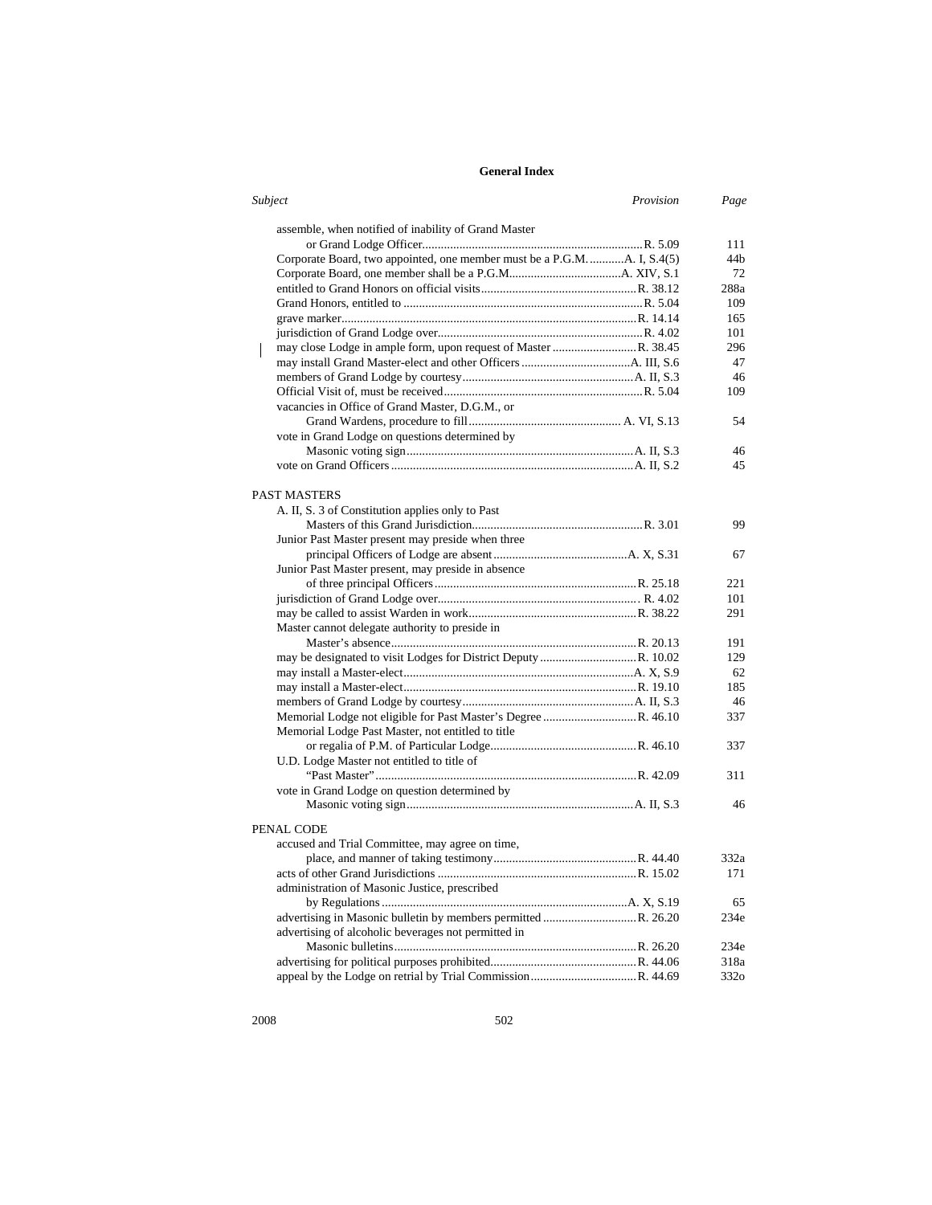**General Index**

| *Subject* | *Provision* | *Page* |
|---|---|---|
| assemble, when notified of inability of Grand Master or Grand Lodge Officer | R. 5.09 | 111 |
| Corporate Board, two appointed, one member must be a P.G.M. | A. I, S.4(5) | 44b |
| Corporate Board, one member shall be a P.G.M. | A. XIV, S.1 | 72 |
| entitled to Grand Honors on official visits | R. 38.12 | 288a |
| Grand Honors, entitled to | R. 5.04 | 109 |
| grave marker | R. 14.14 | 165 |
| jurisdiction of Grand Lodge over | R. 4.02 | 101 |
| may close Lodge in ample form, upon request of Master | R. 38.45 | 296 |
| may install Grand Master-elect and other Officers | A. III, S.6 | 47 |
| members of Grand Lodge by courtesy | A. II, S.3 | 46 |
| Official Visit of, must be received | R. 5.04 | 109 |
| vacancies in Office of Grand Master, D.G.M., or Grand Wardens, procedure to fill | A. VI, S.13 | 54 |
| vote in Grand Lodge on questions determined by Masonic voting sign | A. II, S.3 | 46 |
| vote on Grand Officers | A. II, S.2 | 45 |
| **PAST MASTERS** | | |
| A. II, S. 3 of Constitution applies only to Past Masters of this Grand Jurisdiction | R. 3.01 | 99 |
| Junior Past Master present may preside when three principal Officers of Lodge are absent | A. X, S.31 | 67 |
| Junior Past Master present, may preside in absence of three principal Officers | R. 25.18 | 221 |
| jurisdiction of Grand Lodge over | R. 4.02 | 101 |
| may be called to assist Warden in work | R. 38.22 | 291 |
| Master cannot delegate authority to preside in Master's absence | R. 20.13 | 191 |
| may be designated to visit Lodges for District Deputy | R. 10.02 | 129 |
| may install a Master-elect | A. X, S.9 | 62 |
| may install a Master-elect | R. 19.10 | 185 |
| members of Grand Lodge by courtesy | A. II, S.3 | 46 |
| Memorial Lodge not eligible for Past Master's Degree | R. 46.10 | 337 |
| Memorial Lodge Past Master, not entitled to title or regalia of P.M. of Particular Lodge | R. 46.10 | 337 |
| U.D. Lodge Master not entitled to title of "Past Master" | R. 42.09 | 311 |
| vote in Grand Lodge on question determined by Masonic voting sign | A. II, S.3 | 46 |
| **PENAL CODE** | | |
| accused and Trial Committee, may agree on time, place, and manner of taking testimony | R. 44.40 | 332a |
| acts of other Grand Jurisdictions | R. 15.02 | 171 |
| administration of Masonic Justice, prescribed by Regulations | A. X, S.19 | 65 |
| advertising in Masonic bulletin by members permitted | R. 26.20 | 234e |
| advertising of alcoholic beverages not permitted in Masonic bulletins | R. 26.20 | 234e |
| advertising for political purposes prohibited | R. 44.06 | 318a |
| appeal by the Lodge on retrial by Trial Commission | R. 44.69 | 332o |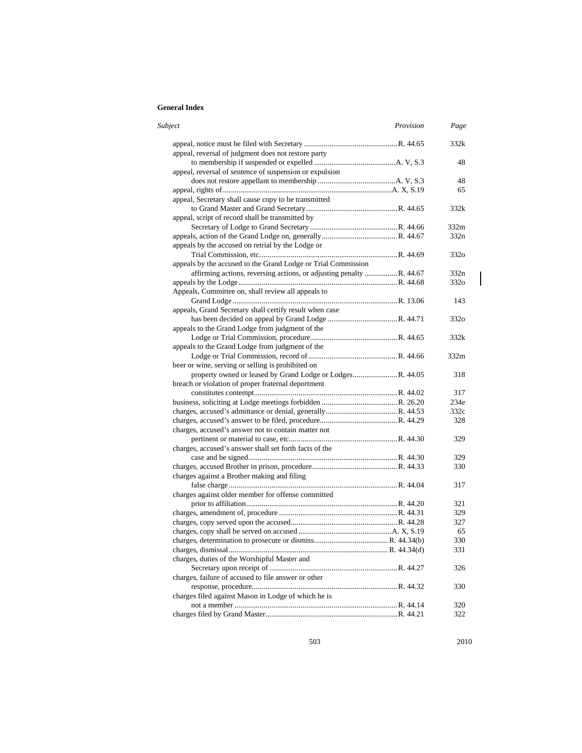**General Index**

| *Subject* | *Provision* | *Page* |
|---|---|---|
| appeal, notice must be filed with Secretary | R. 44.65 | 332k |
| appeal, reversal of judgment does not restore party to membership if suspended or expelled | A. V, S.3 | 48 |
| appeal, reversal of sentence of suspension or expulsion does not restore appellant to membership | A. V, S.3 | 48 |
| appeal, rights of | A. X, S.19 | 65 |
| appeal, Secretary shall cause copy to be transmitted to Grand Master and Grand Secretary | R. 44.65 | 332k |
| appeal, script of record shall be transmitted by Secretary of Lodge to Grand Secretary | R. 44.66 | 332m |
| appeals, action of the Grand Lodge on, generally | R. 44.67 | 332n |
| appeals by the accused on retrial by the Lodge or Trial Commission, etc. | R. 44.69 | 332o |
| appeals by the accused to the Grand Lodge or Trial Commission affirming actions, reversing actions, or adjusting penalty | R. 44.67 | 332n |
| appeals by the Lodge | R. 44.68 | 332o |
| Appeals, Committee on, shall review all appeals to Grand Lodge | R. 13.06 | 143 |
| appeals, Grand Secretary shall certify result when case has been decided on appeal by Grand Lodge | R. 44.71 | 332o |
| appeals to the Grand Lodge from judgment of the Lodge or Trial Commission, procedure | R. 44.65 | 332k |
| appeals to the Grand Lodge from judgment of the Lodge or Trial Commission, record of | R. 44.66 | 332m |
| beer or wine, serving or selling is prohibited on property owned or leased by Grand Lodge or Lodges | R. 44.05 | 318 |
| breach or violation of proper fraternal deportment constitutes contempt | R. 44.02 | 317 |
| business, soliciting at Lodge meetings forbidden | R. 26.20 | 234e |
| charges, accused's admittance or denial, generally | R. 44.53 | 332c |
| charges, accused's answer to be filed, procedure | R. 44.29 | 328 |
| charges, accused's answer not to contain matter not pertinent or material to case, etc. | R. 44.30 | 329 |
| charges, accused's answer shall set forth facts of the case and be signed | R. 44.30 | 329 |
| charges, accused Brother in prison, procedure | R. 44.33 | 330 |
| charges against a Brother making and filing false charge | R. 44.04 | 317 |
| charges against older member for offense committed prior to affiliation | R. 44.20 | 321 |
| charges, amendment of, procedure | R. 44.31 | 329 |
| charges, copy served upon the accused | R. 44.28 | 327 |
| charges, copy shall be served on accused | A. X, S.19 | 65 |
| charges, determination to prosecute or dismiss | R. 44.34(b) | 330 |
| charges, dismissal | R. 44.34(d) | 331 |
| charges, duties of the Worshipful Master and Secretary upon receipt of | R. 44.27 | 326 |
| charges, failure of accused to file answer or other response, procedure | R. 44.32 | 330 |
| charges filed against Mason in Lodge of which he is not a member | R. 44.14 | 320 |
| charges filed by Grand Master | R. 44.21 | 322 |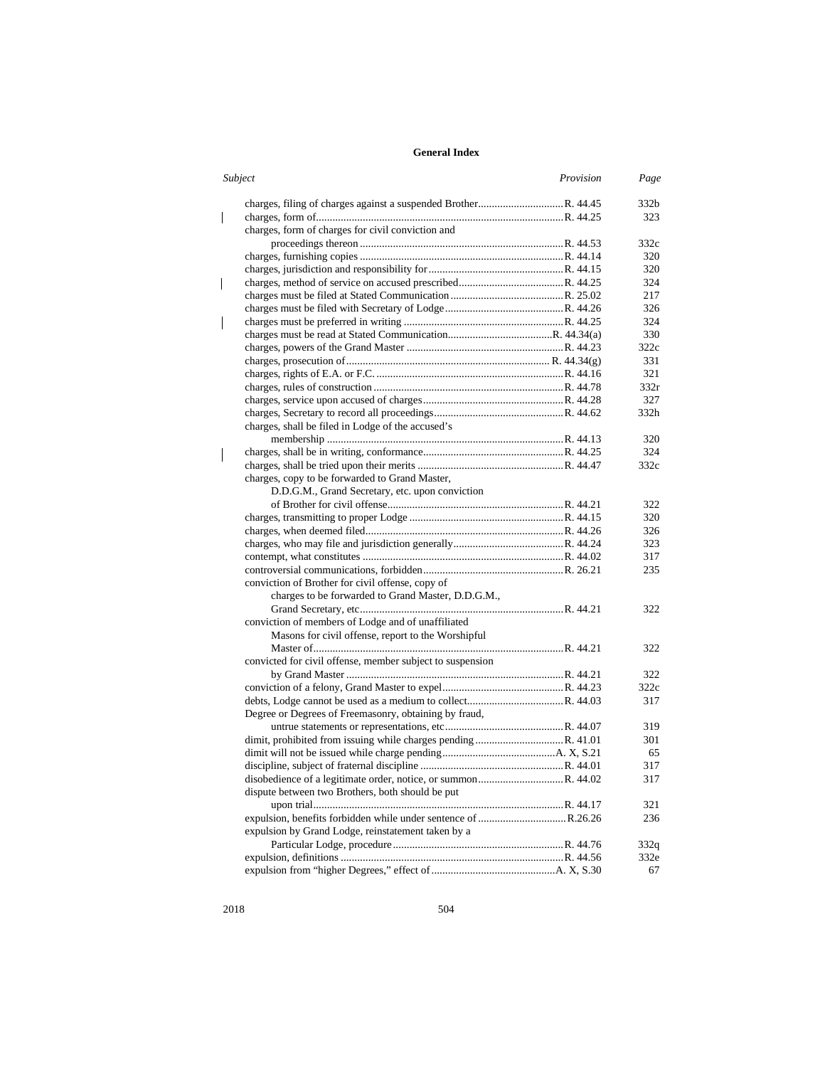## General Index

| *Subject* | *Provision* | *Page* |
|---|---|---|
| charges, filing of charges against a suspended Brother | R. 44.45 | 332b |
| charges, form of | R. 44.25 | 323 |
| charges, form of charges for civil conviction and proceedings thereon | R. 44.53 | 332c |
| charges, furnishing copies | R. 44.14 | 320 |
| charges, jurisdiction and responsibility for | R. 44.15 | 320 |
| charges, method of service on accused prescribed | R. 44.25 | 324 |
| charges must be filed at Stated Communication | R. 25.02 | 217 |
| charges must be filed with Secretary of Lodge | R. 44.26 | 326 |
| charges must be preferred in writing | R. 44.25 | 324 |
| charges must be read at Stated Communication | R. 44.34(a) | 330 |
| charges, powers of the Grand Master | R. 44.23 | 322c |
| charges, prosecution of | R. 44.34(g) | 331 |
| charges, rights of E.A. or F.C. | R. 44.16 | 321 |
| charges, rules of construction | R. 44.78 | 332r |
| charges, service upon accused of charges | R. 44.28 | 327 |
| charges, Secretary to record all proceedings | R. 44.62 | 332h |
| charges, shall be filed in Lodge of the accused's membership | R. 44.13 | 320 |
| charges, shall be in writing, conformance | R. 44.25 | 324 |
| charges, shall be tried upon their merits | R. 44.47 | 332c |
| charges, copy to be forwarded to Grand Master, D.D.G.M., Grand Secretary, etc. upon conviction of Brother for civil offense | R. 44.21 | 322 |
| charges, transmitting to proper Lodge | R. 44.15 | 320 |
| charges, when deemed filed | R. 44.26 | 326 |
| charges, who may file and jurisdiction generally | R. 44.24 | 323 |
| contempt, what constitutes | R. 44.02 | 317 |
| controversial communications, forbidden | R. 26.21 | 235 |
| conviction of Brother for civil offense, copy of charges to be forwarded to Grand Master, D.D.G.M., Grand Secretary, etc | R. 44.21 | 322 |
| conviction of members of Lodge and of unaffiliated Masons for civil offense, report to the Worshipful Master of | R. 44.21 | 322 |
| convicted for civil offense, member subject to suspension by Grand Master | R. 44.21 | 322 |
| conviction of a felony, Grand Master to expel | R. 44.23 | 322c |
| debts, Lodge cannot be used as a medium to collect | R. 44.03 | 317 |
| Degree or Degrees of Freemasonry, obtaining by fraud, untrue statements or representations, etc | R. 44.07 | 319 |
| dimit, prohibited from issuing while charges pending | R. 41.01 | 301 |
| dimit will not be issued while charge pending | A. X, S.21 | 65 |
| discipline, subject of fraternal discipline | R. 44.01 | 317 |
| disobedience of a legitimate order, notice, or summon | R. 44.02 | 317 |
| dispute between two Brothers, both should be put upon trial | R. 44.17 | 321 |
| expulsion, benefits forbidden while under sentence of | R.26.26 | 236 |
| expulsion by Grand Lodge, reinstatement taken by a Particular Lodge, procedure | R. 44.76 | 332q |
| expulsion, definitions | R. 44.56 | 332e |
| expulsion from "higher Degrees," effect of | A. X, S.30 | 67 |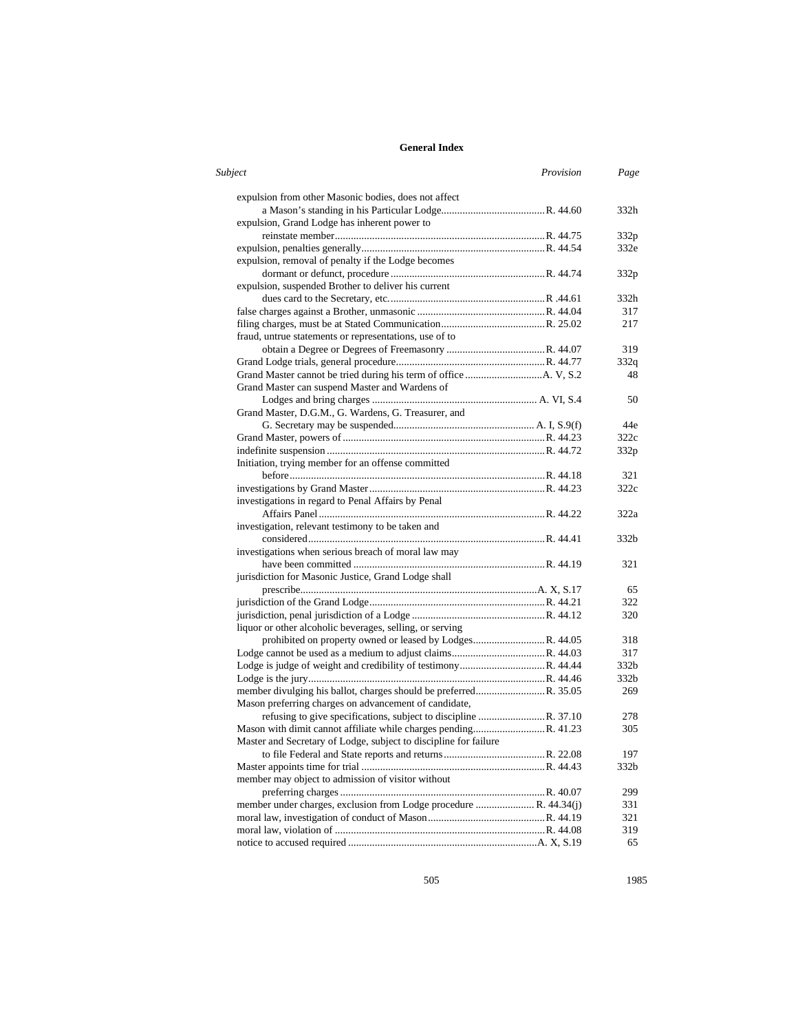# General Index

| *Subject* | *Provision* | *Page* |
|---|---|---|
| expulsion from other Masonic bodies, does not affect a Mason's standing in his Particular Lodge | R. 44.60 | 332h |
| expulsion, Grand Lodge has inherent power to reinstate member | R. 44.75 | 332p |
| expulsion, penalties generally | R. 44.54 | 332e |
| expulsion, removal of penalty if the Lodge becomes dormant or defunct, procedure | R. 44.74 | 332p |
| expulsion, suspended Brother to deliver his current dues card to the Secretary, etc. | R .44.61 | 332h |
| false charges against a Brother, unmasonic | R. 44.04 | 317 |
| filing charges, must be at Stated Communication | R. 25.02 | 217 |
| fraud, untrue statements or representations, use of to obtain a Degree or Degrees of Freemasonry | R. 44.07 | 319 |
| Grand Lodge trials, general procedure | R. 44.77 | 332q |
| Grand Master cannot be tried during his term of office | A. V, S.2 | 48 |
| Grand Master can suspend Master and Wardens of Lodges and bring charges | A. VI, S.4 | 50 |
| Grand Master, D.G.M., G. Wardens, G. Treasurer, and G. Secretary may be suspended | A. I, S.9(f) | 44e |
| Grand Master, powers of | R. 44.23 | 322c |
| indefinite suspension | R. 44.72 | 332p |
| Initiation, trying member for an offense committed before | R. 44.18 | 321 |
| investigations by Grand Master | R. 44.23 | 322c |
| investigations in regard to Penal Affairs by Penal Affairs Panel | R. 44.22 | 322a |
| investigation, relevant testimony to be taken and considered | R. 44.41 | 332b |
| investigations when serious breach of moral law may have been committed | R. 44.19 | 321 |
| jurisdiction for Masonic Justice, Grand Lodge shall prescribe | A. X, S.17 | 65 |
| jurisdiction of the Grand Lodge | R. 44.21 | 322 |
| jurisdiction, penal jurisdiction of a Lodge | R. 44.12 | 320 |
| liquor or other alcoholic beverages, selling, or serving prohibited on property owned or leased by Lodges | R. 44.05 | 318 |
| Lodge cannot be used as a medium to adjust claims | R. 44.03 | 317 |
| Lodge is judge of weight and credibility of testimony | R. 44.44 | 332b |
| Lodge is the jury | R. 44.46 | 332b |
| member divulging his ballot, charges should be preferred | R. 35.05 | 269 |
| Mason preferring charges on advancement of candidate, refusing to give specifications, subject to discipline | R. 37.10 | 278 |
| Mason with dimit cannot affiliate while charges pending | R. 41.23 | 305 |
| Master and Secretary of Lodge, subject to discipline for failure to file Federal and State reports and returns | R. 22.08 | 197 |
| Master appoints time for trial | R. 44.43 | 332b |
| member may object to admission of visitor without preferring charges | R. 40.07 | 299 |
| member under charges, exclusion from Lodge procedure | R. 44.34(j) | 331 |
| moral law, investigation of conduct of Mason | R. 44.19 | 321 |
| moral law, violation of | R. 44.08 | 319 |
| notice to accused required | A. X, S.19 | 65 |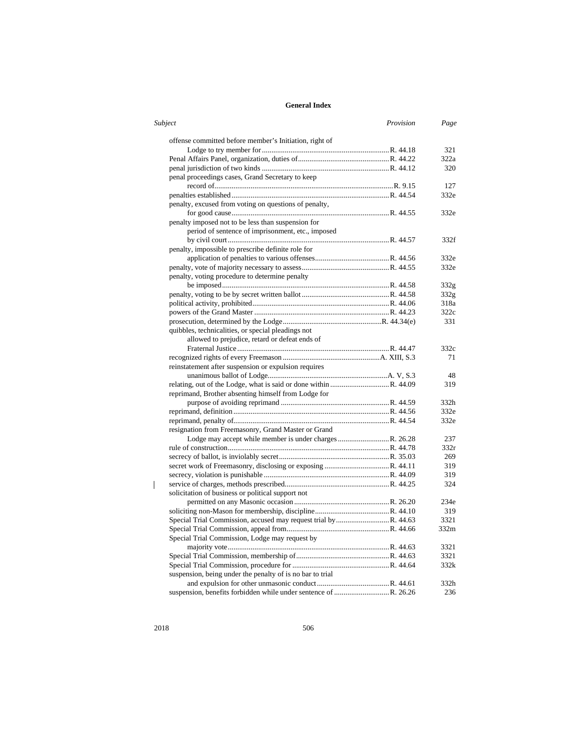## General Index

| *Subject* | *Provision* | *Page* |
|---|---|---|
| offense committed before member's Initiation, right of Lodge to try member for | R. 44.18 | 321 |
| Penal Affairs Panel, organization, duties of | R. 44.22 | 322a |
| penal jurisdiction of two kinds | R. 44.12 | 320 |
| penal proceedings cases, Grand Secretary to keep record of | R. 9.15 | 127 |
| penalties established | R. 44.54 | 332e |
| penalty, excused from voting on questions of penalty, for good cause | R. 44.55 | 332e |
| penalty imposed not to be less than suspension for period of sentence of imprisonment, etc., imposed by civil court | R. 44.57 | 332f |
| penalty, impossible to prescribe definite role for application of penalties to various offenses | R. 44.56 | 332e |
| penalty, vote of majority necessary to assess | R. 44.55 | 332e |
| penalty, voting procedure to determine penalty be imposed | R. 44.58 | 332g |
| penalty, voting to be by secret written ballot | R. 44.58 | 332g |
| political activity, prohibited | R. 44.06 | 318a |
| powers of the Grand Master | R. 44.23 | 322c |
| prosecution, determined by the Lodge | R. 44.34(e) | 331 |
| quibbles, technicalities, or special pleadings not allowed to prejudice, retard or defeat ends of Fraternal Justice | R. 44.47 | 332c |
| recognized rights of every Freemason | A. XIII, S.3 | 71 |
| reinstatement after suspension or expulsion requires unanimous ballot of Lodge | A. V, S.3 | 48 |
| relating, out of the Lodge, what is said or done within | R. 44.09 | 319 |
| reprimand, Brother absenting himself from Lodge for purpose of avoiding reprimand | R. 44.59 | 332h |
| reprimand, definition | R. 44.56 | 332e |
| reprimand, penalty of | R. 44.54 | 332e |
| resignation from Freemasonry, Grand Master or Grand Lodge may accept while member is under charges | R. 26.28 | 237 |
| rule of construction | R. 44.78 | 332r |
| secrecy of ballot, is inviolably secret | R. 35.03 | 269 |
| secret work of Freemasonry, disclosing or exposing | R. 44.11 | 319 |
| secrecy, violation is punishable | R. 44.09 | 319 |
| service of charges, methods prescribed | R. 44.25 | 324 |
| solicitation of business or political support not permitted on any Masonic occasion | R. 26.20 | 234e |
| soliciting non-Mason for membership, discipline | R. 44.10 | 319 |
| Special Trial Commission, accused may request trial by | R. 44.63 | 3321 |
| Special Trial Commission, appeal from | R. 44.66 | 332m |
| Special Trial Commission, Lodge may request by majority vote | R. 44.63 | 3321 |
| Special Trial Commission, membership of | R. 44.63 | 3321 |
| Special Trial Commission, procedure for | R. 44.64 | 332k |
| suspension, being under the penalty of is no bar to trial and expulsion for other unmasonic conduct | R. 44.61 | 332h |
| suspension, benefits forbidden while under sentence of | R. 26.26 | 236 |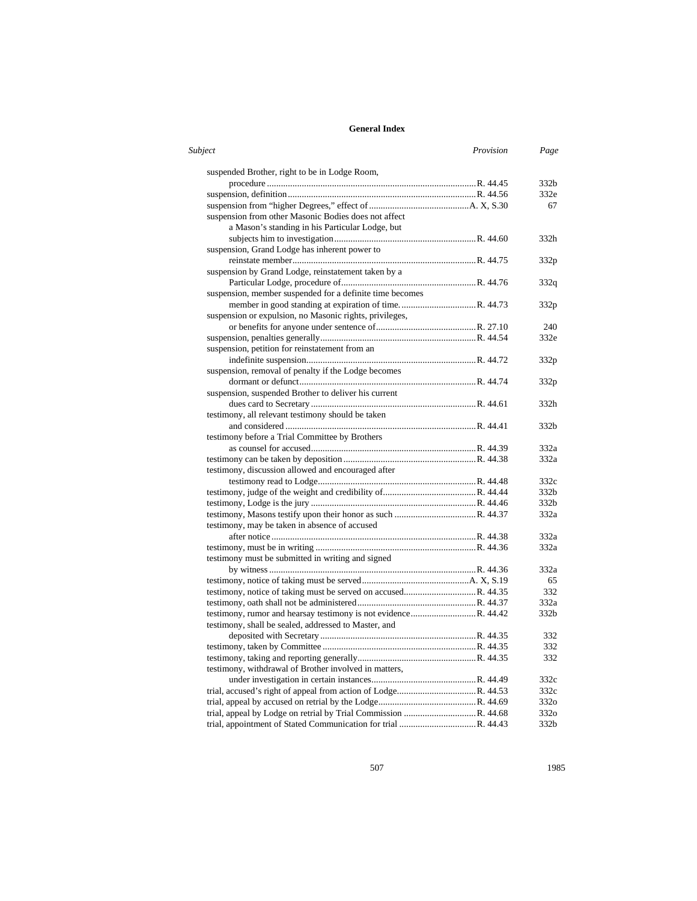## General Index

| *Subject* | *Provision* | *Page* |
|---|---|---|
| suspended Brother, right to be in Lodge Room, procedure | R. 44.45 | 332b |
| suspension, definition | R. 44.56 | 332e |
| suspension from "higher Degrees," effect of | A. X, S.30 | 67 |
| suspension from other Masonic Bodies does not affect a Mason's standing in his Particular Lodge, but subjects him to investigation | R. 44.60 | 332h |
| suspension, Grand Lodge has inherent power to reinstate member | R. 44.75 | 332p |
| suspension by Grand Lodge, reinstatement taken by a Particular Lodge, procedure of | R. 44.76 | 332q |
| suspension, member suspended for a definite time becomes member in good standing at expiration of time. | R. 44.73 | 332p |
| suspension or expulsion, no Masonic rights, privileges, or benefits for anyone under sentence of | R. 27.10 | 240 |
| suspension, penalties generally | R. 44.54 | 332e |
| suspension, petition for reinstatement from an indefinite suspension | R. 44.72 | 332p |
| suspension, removal of penalty if the Lodge becomes dormant or defunct | R. 44.74 | 332p |
| suspension, suspended Brother to deliver his current dues card to Secretary | R. 44.61 | 332h |
| testimony, all relevant testimony should be taken and considered | R. 44.41 | 332b |
| testimony before a Trial Committee by Brothers as counsel for accused | R. 44.39 | 332a |
| testimony can be taken by deposition | R. 44.38 | 332a |
| testimony, discussion allowed and encouraged after testimony read to Lodge | R. 44.48 | 332c |
| testimony, judge of the weight and credibility of | R. 44.44 | 332b |
| testimony, Lodge is the jury | R. 44.46 | 332b |
| testimony, Masons testify upon their honor as such | R. 44.37 | 332a |
| testimony, may be taken in absence of accused after notice | R. 44.38 | 332a |
| testimony, must be in writing | R. 44.36 | 332a |
| testimony must be submitted in writing and signed by witness | R. 44.36 | 332a |
| testimony, notice of taking must be served | A. X, S.19 | 65 |
| testimony, notice of taking must be served on accused | R. 44.35 | 332 |
| testimony, oath shall not be administered | R. 44.37 | 332a |
| testimony, rumor and hearsay testimony is not evidence | R. 44.42 | 332b |
| testimony, shall be sealed, addressed to Master, and deposited with Secretary | R. 44.35 | 332 |
| testimony, taken by Committee | R. 44.35 | 332 |
| testimony, taking and reporting generally | R. 44.35 | 332 |
| testimony, withdrawal of Brother involved in matters, under investigation in certain instances | R. 44.49 | 332c |
| trial, accused's right of appeal from action of Lodge | R. 44.53 | 332c |
| trial, appeal by accused on retrial by the Lodge | R. 44.69 | 332o |
| trial, appeal by Lodge on retrial by Trial Commission | R. 44.68 | 332o |
| trial, appointment of Stated Communication for trial | R. 44.43 | 332b |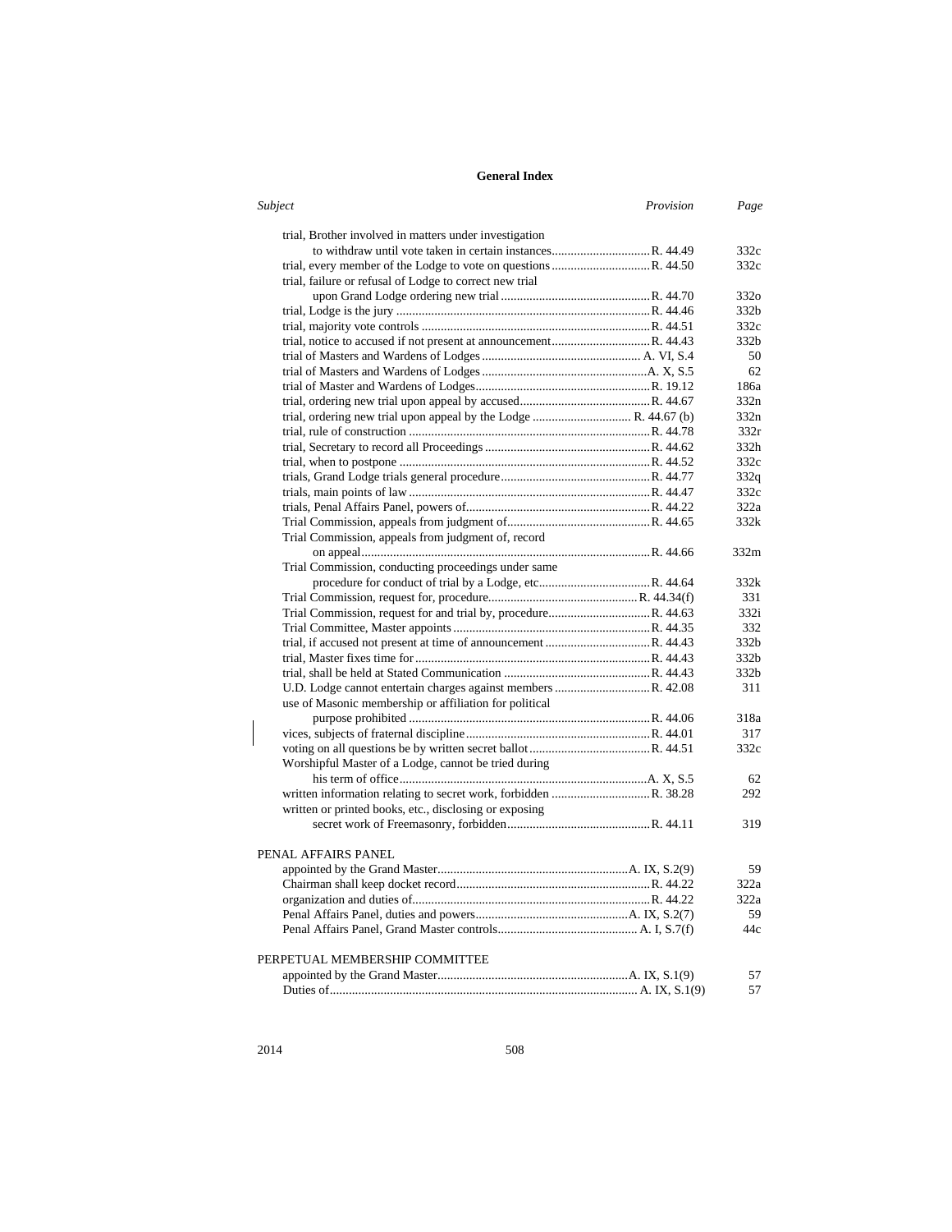**General Index**

| *Subject* | *Provision* | *Page* |
|---|---|---|
| trial, Brother involved in matters under investigation to withdraw until vote taken in certain instances | R. 44.49 | 332c |
| trial, every member of the Lodge to vote on questions | R. 44.50 | 332c |
| trial, failure or refusal of Lodge to correct new trial upon Grand Lodge ordering new trial | R. 44.70 | 332o |
| trial, Lodge is the jury | R. 44.46 | 332b |
| trial, majority vote controls | R. 44.51 | 332c |
| trial, notice to accused if not present at announcement | R. 44.43 | 332b |
| trial of Masters and Wardens of Lodges | A. VI, S.4 | 50 |
| trial of Masters and Wardens of Lodges | A. X, S.5 | 62 |
| trial of Master and Wardens of Lodges | R. 19.12 | 186a |
| trial, ordering new trial upon appeal by accused | R. 44.67 | 332n |
| trial, ordering new trial upon appeal by the Lodge | R. 44.67 (b) | 332n |
| trial, rule of construction | R. 44.78 | 332r |
| trial, Secretary to record all Proceedings | R. 44.62 | 332h |
| trial, when to postpone | R. 44.52 | 332c |
| trials, Grand Lodge trials general procedure | R. 44.77 | 332q |
| trials, main points of law | R. 44.47 | 332c |
| trials, Penal Affairs Panel, powers of | R. 44.22 | 322a |
| Trial Commission, appeals from judgment of | R. 44.65 | 332k |
| Trial Commission, appeals from judgment of, record on appeal | R. 44.66 | 332m |
| Trial Commission, conducting proceedings under same procedure for conduct of trial by a Lodge, etc | R. 44.64 | 332k |
| Trial Commission, request for, procedure | R. 44.34(f) | 331 |
| Trial Commission, request for and trial by, procedure | R. 44.63 | 332i |
| Trial Committee, Master appoints | R. 44.35 | 332 |
| trial, if accused not present at time of announcement | R. 44.43 | 332b |
| trial, Master fixes time for | R. 44.43 | 332b |
| trial, shall be held at Stated Communication | R. 44.43 | 332b |
| U.D. Lodge cannot entertain charges against members | R. 42.08 | 311 |
| use of Masonic membership or affiliation for political purpose prohibited | R. 44.06 | 318a |
| vices, subjects of fraternal discipline | R. 44.01 | 317 |
| voting on all questions be by written secret ballot | R. 44.51 | 332c |
| Worshipful Master of a Lodge, cannot be tried during his term of office | A. X, S.5 | 62 |
| written information relating to secret work, forbidden | R. 38.28 | 292 |
| written or printed books, etc., disclosing or exposing secret work of Freemasonry, forbidden | R. 44.11 | 319 |

**PENAL AFFAIRS PANEL**

| *Subject* | *Provision* | *Page* |
|---|---|---|
| appointed by the Grand Master | A. IX, S.2(9) | 59 |
| Chairman shall keep docket record | R. 44.22 | 322a |
| organization and duties of | R. 44.22 | 322a |
| Penal Affairs Panel, duties and powers | A. IX, S.2(7) | 59 |
| Penal Affairs Panel, Grand Master controls | A. I, S.7(f) | 44c |

**PERPETUAL MEMBERSHIP COMMITTEE**

| *Subject* | *Provision* | *Page* |
|---|---|---|
| appointed by the Grand Master | A. IX, S.1(9) | 57 |
| Duties of | A. IX, S.1(9) | 57 |

2014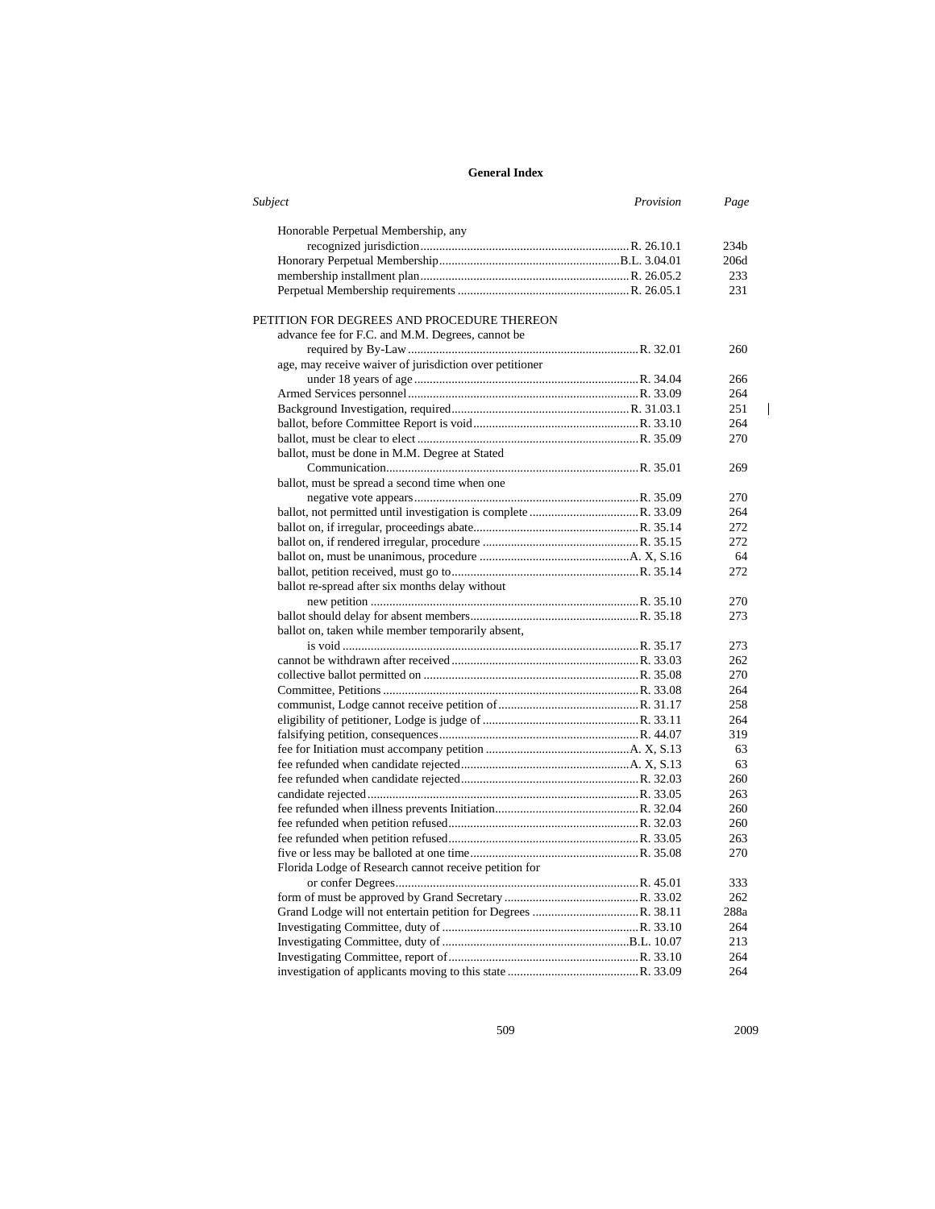## General Index

| *Subject* | *Provision* | *Page* |
|---|---|---|
| Honorable Perpetual Membership, any recognized jurisdiction | R. 26.10.1 | 234b |
| Honorary Perpetual Membership | B.L. 3.04.01 | 206d |
| membership installment plan | R. 26.05.2 | 233 |
| Perpetual Membership requirements | R. 26.05.1 | 231 |
| **PETITION FOR DEGREES AND PROCEDURE THEREON** | | |
| advance fee for F.C. and M.M. Degrees, cannot be required by By-Law | R. 32.01 | 260 |
| age, may receive waiver of jurisdiction over petitioner under 18 years of age | R. 34.04 | 266 |
| Armed Services personnel | R. 33.09 | 264 |
| Background Investigation, required | R. 31.03.1 | 251 |
| ballot, before Committee Report is void | R. 33.10 | 264 |
| ballot, must be clear to elect | R. 35.09 | 270 |
| ballot, must be done in M.M. Degree at Stated Communication | R. 35.01 | 269 |
| ballot, must be spread a second time when one negative vote appears | R. 35.09 | 270 |
| ballot, not permitted until investigation is complete | R. 33.09 | 264 |
| ballot on, if irregular, proceedings abate | R. 35.14 | 272 |
| ballot on, if rendered irregular, procedure | R. 35.15 | 272 |
| ballot on, must be unanimous, procedure | A. X, S.16 | 64 |
| ballot, petition received, must go to | R. 35.14 | 272 |
| ballot re-spread after six months delay without new petition | R. 35.10 | 270 |
| ballot should delay for absent members | R. 35.18 | 273 |
| ballot on, taken while member temporarily absent, is void | R. 35.17 | 273 |
| cannot be withdrawn after received | R. 33.03 | 262 |
| collective ballot permitted on | R. 35.08 | 270 |
| Committee, Petitions | R. 33.08 | 264 |
| communist, Lodge cannot receive petition of | R. 31.17 | 258 |
| eligibility of petitioner, Lodge is judge of | R. 33.11 | 264 |
| falsifying petition, consequences | R. 44.07 | 319 |
| fee for Initiation must accompany petition | A. X, S.13 | 63 |
| fee refunded when candidate rejected | A. X, S.13 | 63 |
| fee refunded when candidate rejected | R. 32.03 | 260 |
| candidate rejected | R. 33.05 | 263 |
| fee refunded when illness prevents Initiation | R. 32.04 | 260 |
| fee refunded when petition refused | R. 32.03 | 260 |
| fee refunded when petition refused | R. 33.05 | 263 |
| five or less may be balloted at one time | R. 35.08 | 270 |
| Florida Lodge of Research cannot receive petition for or confer Degrees | R. 45.01 | 333 |
| form of must be approved by Grand Secretary | R. 33.02 | 262 |
| Grand Lodge will not entertain petition for Degrees | R. 38.11 | 288a |
| Investigating Committee, duty of | R. 33.10 | 264 |
| Investigating Committee, duty of | B.L. 10.07 | 213 |
| Investigating Committee, report of | R. 33.10 | 264 |
| investigation of applicants moving to this state | R. 33.09 | 264 |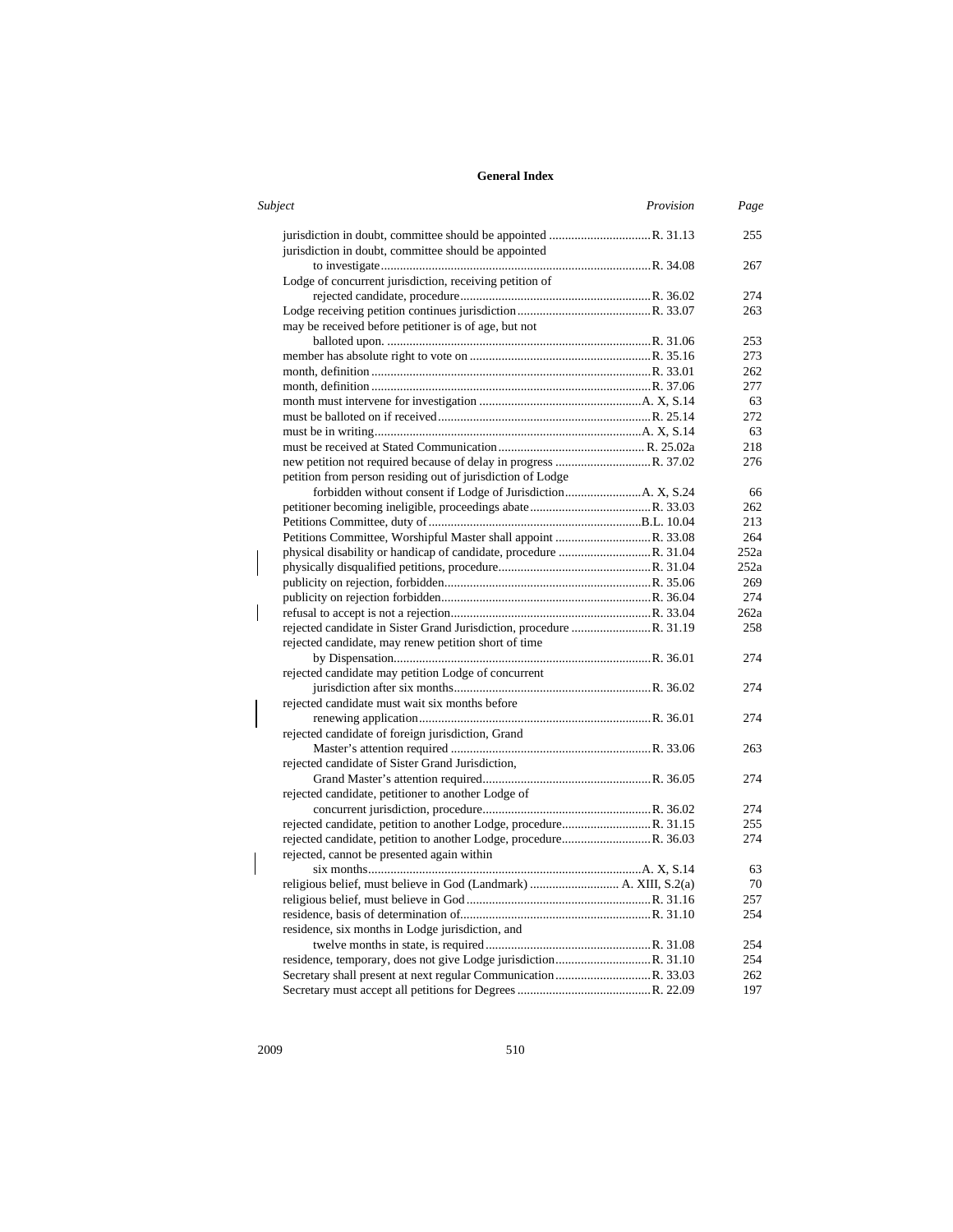# General Index

| *Subject* | *Provision* | *Page* |
|---|---|---|
| jurisdiction in doubt, committee should be appointed | R. 31.13 | 255 |
| jurisdiction in doubt, committee should be appointed to investigate | R. 34.08 | 267 |
| Lodge of concurrent jurisdiction, receiving petition of rejected candidate, procedure | R. 36.02 | 274 |
| Lodge receiving petition continues jurisdiction | R. 33.07 | 263 |
| may be received before petitioner is of age, but not balloted upon. | R. 31.06 | 253 |
| member has absolute right to vote on | R. 35.16 | 273 |
| month, definition | R. 33.01 | 262 |
| month, definition | R. 37.06 | 277 |
| month must intervene for investigation | A. X, S.14 | 63 |
| must be balloted on if received | R. 25.14 | 272 |
| must be in writing | A. X, S.14 | 63 |
| must be received at Stated Communication | R. 25.02a | 218 |
| new petition not required because of delay in progress | R. 37.02 | 276 |
| petition from person residing out of jurisdiction of Lodge forbidden without consent if Lodge of Jurisdiction | A. X, S.24 | 66 |
| petitioner becoming ineligible, proceedings abate | R. 33.03 | 262 |
| Petitions Committee, duty of | B.L. 10.04 | 213 |
| Petitions Committee, Worshipful Master shall appoint | R. 33.08 | 264 |
| physical disability or handicap of candidate, procedure | R. 31.04 | 252a |
| physically disqualified petitions, procedure | R. 31.04 | 252a |
| publicity on rejection, forbidden | R. 35.06 | 269 |
| publicity on rejection forbidden | R. 36.04 | 274 |
| refusal to accept is not a rejection | R. 33.04 | 262a |
| rejected candidate in Sister Grand Jurisdiction, procedure | R. 31.19 | 258 |
| rejected candidate, may renew petition short of time by Dispensation | R. 36.01 | 274 |
| rejected candidate may petition Lodge of concurrent jurisdiction after six months | R. 36.02 | 274 |
| rejected candidate must wait six months before renewing application | R. 36.01 | 274 |
| rejected candidate of foreign jurisdiction, Grand Master's attention required | R. 33.06 | 263 |
| rejected candidate of Sister Grand Jurisdiction, Grand Master's attention required | R. 36.05 | 274 |
| rejected candidate, petitioner to another Lodge of concurrent jurisdiction, procedure | R. 36.02 | 274 |
| rejected candidate, petition to another Lodge, procedure | R. 31.15 | 255 |
| rejected candidate, petition to another Lodge, procedure | R. 36.03 | 274 |
| rejected, cannot be presented again within six months | A. X, S.14 | 63 |
| religious belief, must believe in God (Landmark) | A. XIII, S.2(a) | 70 |
| religious belief, must believe in God | R. 31.16 | 257 |
| residence, basis of determination of | R. 31.10 | 254 |
| residence, six months in Lodge jurisdiction, and twelve months in state, is required | R. 31.08 | 254 |
| residence, temporary, does not give Lodge jurisdiction | R. 31.10 | 254 |
| Secretary shall present at next regular Communication | R. 33.03 | 262 |
| Secretary must accept all petitions for Degrees | R. 22.09 | 197 |

2009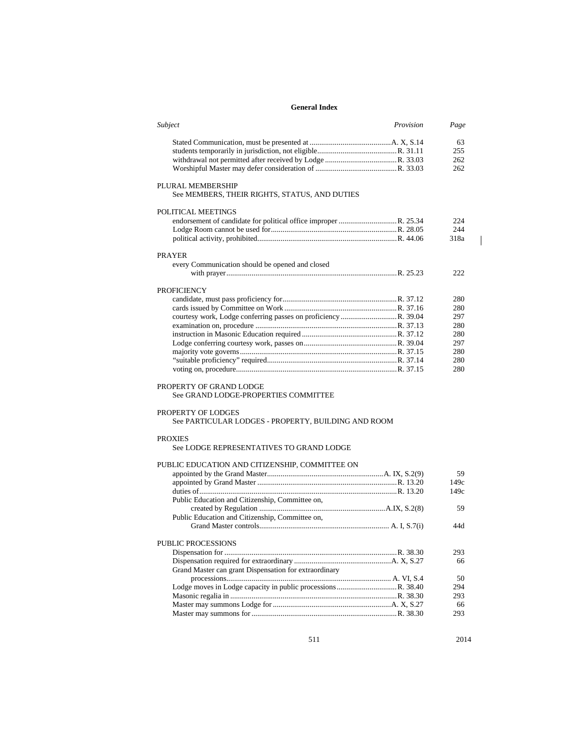## General Index

| *Subject* | *Provision* | *Page* |
|---|---|---|
| Stated Communication, must be presented at | A. X, S.14 | 63 |
| students temporarily in jurisdiction, not eligible | R. 31.11 | 255 |
| withdrawal not permitted after received by Lodge | R. 33.03 | 262 |
| Worshipful Master may defer consideration of | R. 33.03 | 262 |
| **PLURAL MEMBERSHIP** | | |
| See MEMBERS, THEIR RIGHTS, STATUS, AND DUTIES | | |
| **POLITICAL MEETINGS** | | |
| endorsement of candidate for political office improper | R. 25.34 | 224 |
| Lodge Room cannot be used for | R. 28.05 | 244 |
| political activity, prohibited | R. 44.06 | 318a |
| **PRAYER** | | |
| every Communication should be opened and closed with prayer | R. 25.23 | 222 |
| **PROFICIENCY** | | |
| candidate, must pass proficiency for | R. 37.12 | 280 |
| cards issued by Committee on Work | R. 37.16 | 280 |
| courtesy work, Lodge conferring passes on proficiency | R. 39.04 | 297 |
| examination on, procedure | R. 37.13 | 280 |
| instruction in Masonic Education required | R. 37.12 | 280 |
| Lodge conferring courtesy work, passes on | R. 39.04 | 297 |
| majority vote governs | R. 37.15 | 280 |
| "suitable proficiency" required | R. 37.14 | 280 |
| voting on, procedure | R. 37.15 | 280 |
| **PROPERTY OF GRAND LODGE** | | |
| See GRAND LODGE-PROPERTIES COMMITTEE | | |
| **PROPERTY OF LODGES** | | |
| See PARTICULAR LODGES - PROPERTY, BUILDING AND ROOM | | |
| **PROXIES** | | |
| See LODGE REPRESENTATIVES TO GRAND LODGE | | |
| **PUBLIC EDUCATION AND CITIZENSHIP, COMMITTEE ON** | | |
| appointed by the Grand Master | A. IX, S.2(9) | 59 |
| appointed by Grand Master | R. 13.20 | 149c |
| duties of | R. 13.20 | 149c |
| Public Education and Citizenship, Committee on, created by Regulation | A.IX, S.2(8) | 59 |
| Public Education and Citizenship, Committee on, Grand Master controls | A. I, S.7(i) | 44d |
| **PUBLIC PROCESSIONS** | | |
| Dispensation for | R. 38.30 | 293 |
| Dispensation required for extraordinary | A. X, S.27 | 66 |
| Grand Master can grant Dispensation for extraordinary processions | A. VI, S.4 | 50 |
| Lodge moves in Lodge capacity in public processions | R. 38.40 | 294 |
| Masonic regalia in | R. 38.30 | 293 |
| Master may summons Lodge for | A. X, S.27 | 66 |
| Master may summons for | R. 38.30 | 293 |